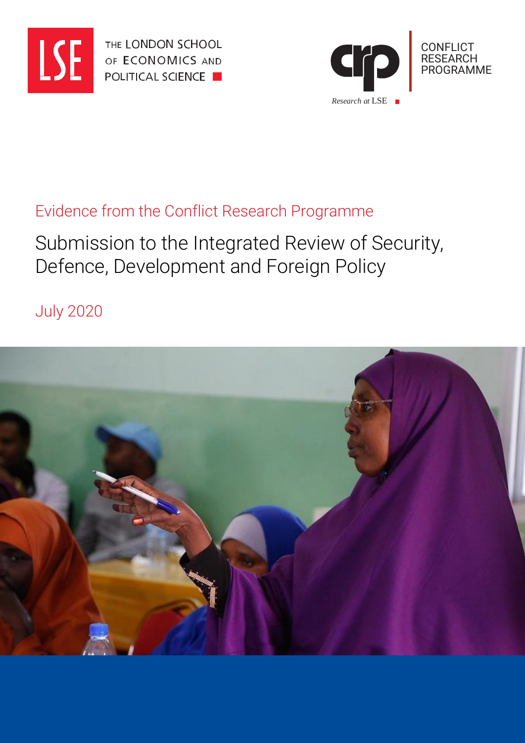THE LONDON SCHOOL OF ECONOMICS AND POLITICAL SCIENCE

CONFLICT RESEARCH PROGRAMME

*Research at* LSE

Evidence from the Conflict Research Programme

# Submission to the Integrated Review of Security, Defence, Development and Foreign Policy

July 2020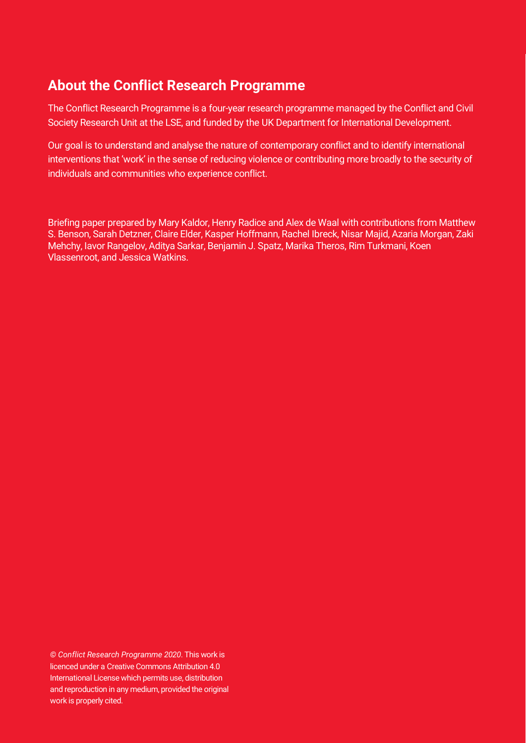## About the Conflict Research Programme

The Conflict Research Programme is a four-year research programme managed by the Conflict and Civil Society Research Unit at the LSE, and funded by the UK Department for International Development.

Our goal is to understand and analyse the nature of contemporary conflict and to identify international interventions that 'work' in the sense of reducing violence or contributing more broadly to the security of individuals and communities who experience conflict.

Briefing paper prepared by Mary Kaldor, Henry Radice and Alex de Waal with contributions from Matthew S. Benson, Sarah Detzner, Claire Elder, Kasper Hoffmann, Rachel Ibreck, Nisar Majid, Azaria Morgan, Zaki Mehchy, Iavor Rangelov, Aditya Sarkar, Benjamin J. Spatz, Marika Theros, Rim Turkmani, Koen Vlassenroot, and Jessica Watkins.

*© Conflict Research Programme 2020*. This work is licenced under a Creative Commons Attribution 4.0 International License which permits use, distribution and reproduction in any medium, provided the original work is properly cited.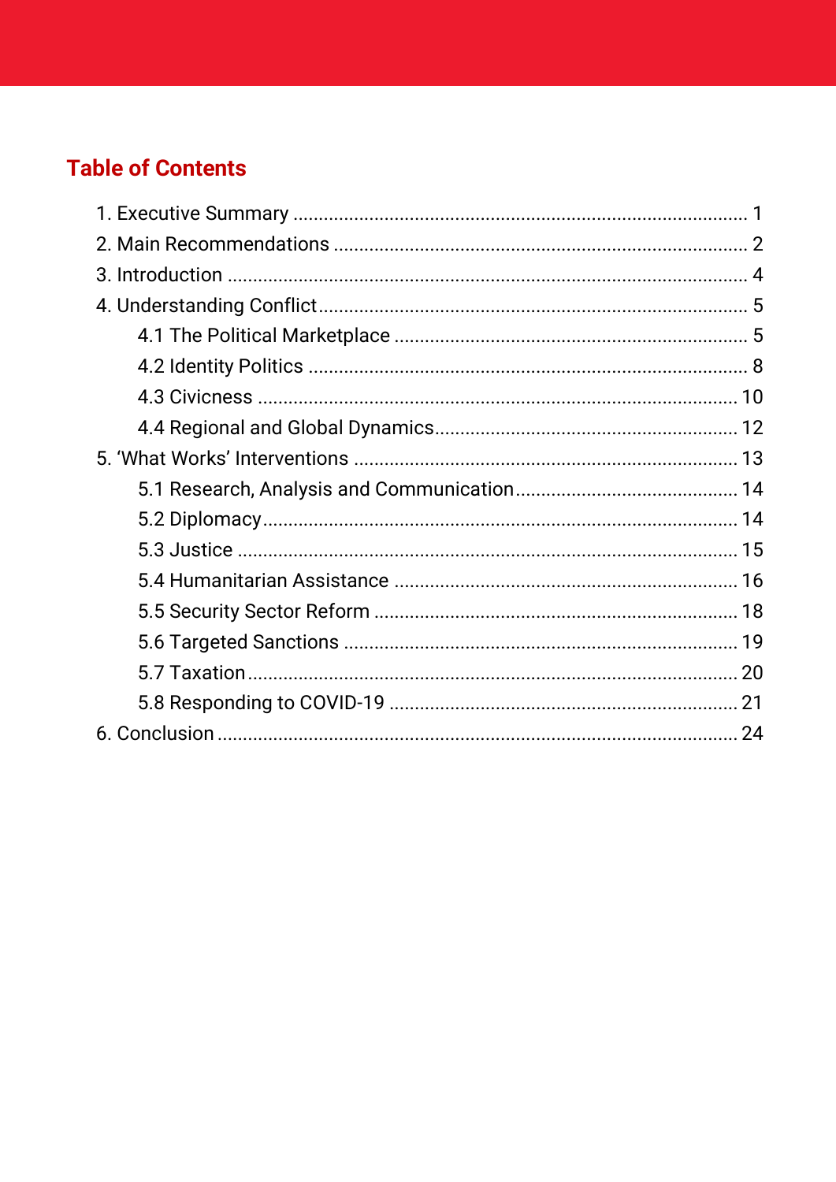# Table of Contents

1. Executive Summary ........................................................................................ 1
2. Main Recommendations ................................................................................ 2
3. Introduction .................................................................................................... 4
4. Understanding Conflict................................................................................... 5
    - 4.1 The Political Marketplace ..................................................................... 5
    - 4.2 Identity Politics ..................................................................................... 8
    - 4.3 Civicness ............................................................................................. 10
    - 4.4 Regional and Global Dynamics........................................................... 12
5. 'What Works' Interventions .......................................................................... 13
    - 5.1 Research, Analysis and Communication............................................ 14
    - 5.2 Diplomacy............................................................................................ 14
    - 5.3 Justice ................................................................................................. 15
    - 5.4 Humanitarian Assistance ................................................................... 16
    - 5.5 Security Sector Reform ...................................................................... 18
    - 5.6 Targeted Sanctions ............................................................................ 19
    - 5.7 Taxation............................................................................................... 20
    - 5.8 Responding to COVID-19 ................................................................... 21
6. Conclusion ..................................................................................................... 24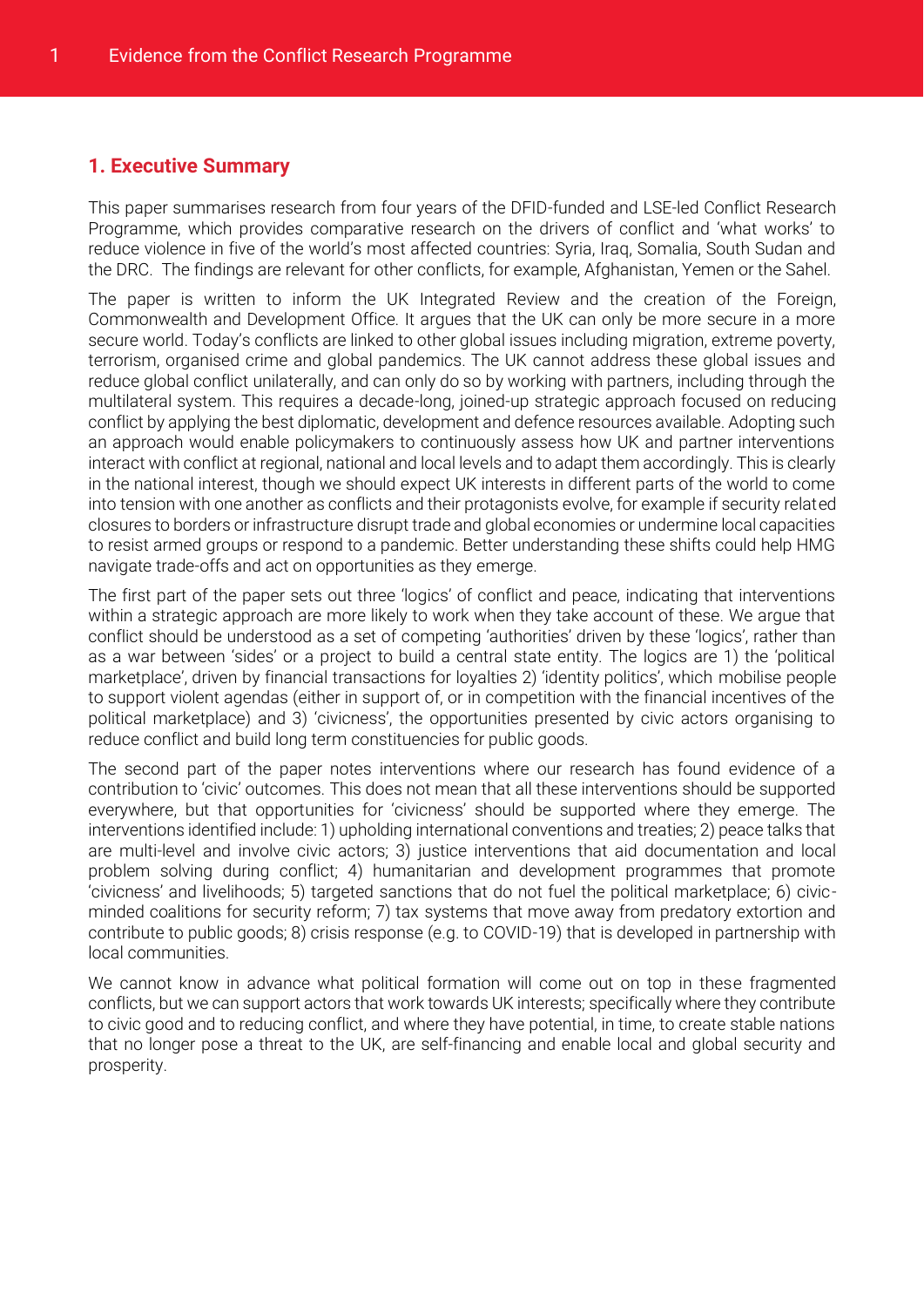## 1. Executive Summary

This paper summarises research from four years of the DFID-funded and LSE-led Conflict Research Programme, which provides comparative research on the drivers of conflict and 'what works' to reduce violence in five of the world's most affected countries: Syria, Iraq, Somalia, South Sudan and the DRC. The findings are relevant for other conflicts, for example, Afghanistan, Yemen or the Sahel.

The paper is written to inform the UK Integrated Review and the creation of the Foreign, Commonwealth and Development Office. It argues that the UK can only be more secure in a more secure world. Today's conflicts are linked to other global issues including migration, extreme poverty, terrorism, organised crime and global pandemics. The UK cannot address these global issues and reduce global conflict unilaterally, and can only do so by working with partners, including through the multilateral system. This requires a decade-long, joined-up strategic approach focused on reducing conflict by applying the best diplomatic, development and defence resources available. Adopting such an approach would enable policymakers to continuously assess how UK and partner interventions interact with conflict at regional, national and local levels and to adapt them accordingly. This is clearly in the national interest, though we should expect UK interests in different parts of the world to come into tension with one another as conflicts and their protagonists evolve, for example if security related closures to borders or infrastructure disrupt trade and global economies or undermine local capacities to resist armed groups or respond to a pandemic. Better understanding these shifts could help HMG navigate trade-offs and act on opportunities as they emerge.

The first part of the paper sets out three 'logics' of conflict and peace, indicating that interventions within a strategic approach are more likely to work when they take account of these. We argue that conflict should be understood as a set of competing 'authorities' driven by these 'logics', rather than as a war between 'sides' or a project to build a central state entity. The logics are 1) the 'political marketplace', driven by financial transactions for loyalties 2) 'identity politics', which mobilise people to support violent agendas (either in support of, or in competition with the financial incentives of the political marketplace) and 3) 'civicness', the opportunities presented by civic actors organising to reduce conflict and build long term constituencies for public goods.

The second part of the paper notes interventions where our research has found evidence of a contribution to 'civic' outcomes. This does not mean that all these interventions should be supported everywhere, but that opportunities for 'civicness' should be supported where they emerge. The interventions identified include: 1) upholding international conventions and treaties; 2) peace talks that are multi-level and involve civic actors; 3) justice interventions that aid documentation and local problem solving during conflict; 4) humanitarian and development programmes that promote 'civicness' and livelihoods; 5) targeted sanctions that do not fuel the political marketplace; 6) civic-minded coalitions for security reform; 7) tax systems that move away from predatory extortion and contribute to public goods; 8) crisis response (e.g. to COVID-19) that is developed in partnership with local communities.

We cannot know in advance what political formation will come out on top in these fragmented conflicts, but we can support actors that work towards UK interests; specifically where they contribute to civic good and to reducing conflict, and where they have potential, in time, to create stable nations that no longer pose a threat to the UK, are self-financing and enable local and global security and prosperity.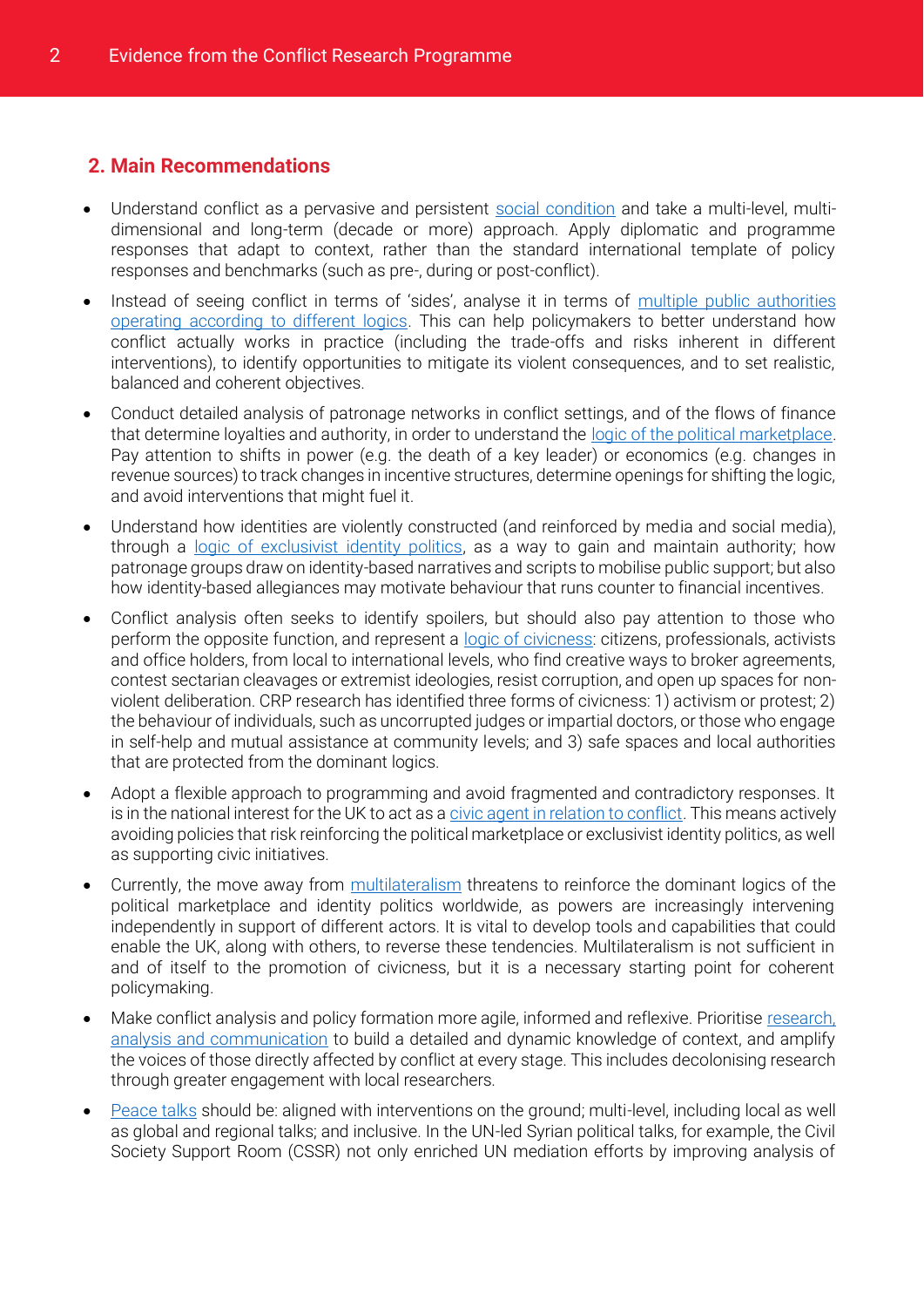## 2. Main Recommendations

- Understand conflict as a pervasive and persistent social condition and take a multi-level, multi-dimensional and long-term (decade or more) approach. Apply diplomatic and programme responses that adapt to context, rather than the standard international template of policy responses and benchmarks (such as pre-, during or post-conflict).
- Instead of seeing conflict in terms of 'sides', analyse it in terms of multiple public authorities operating according to different logics. This can help policymakers to better understand how conflict actually works in practice (including the trade-offs and risks inherent in different interventions), to identify opportunities to mitigate its violent consequences, and to set realistic, balanced and coherent objectives.
- Conduct detailed analysis of patronage networks in conflict settings, and of the flows of finance that determine loyalties and authority, in order to understand the logic of the political marketplace. Pay attention to shifts in power (e.g. the death of a key leader) or economics (e.g. changes in revenue sources) to track changes in incentive structures, determine openings for shifting the logic, and avoid interventions that might fuel it.
- Understand how identities are violently constructed (and reinforced by media and social media), through a logic of exclusivist identity politics, as a way to gain and maintain authority; how patronage groups draw on identity-based narratives and scripts to mobilise public support; but also how identity-based allegiances may motivate behaviour that runs counter to financial incentives.
- Conflict analysis often seeks to identify spoilers, but should also pay attention to those who perform the opposite function, and represent a logic of civicness: citizens, professionals, activists and office holders, from local to international levels, who find creative ways to broker agreements, contest sectarian cleavages or extremist ideologies, resist corruption, and open up spaces for non-violent deliberation. CRP research has identified three forms of civicness: 1) activism or protest; 2) the behaviour of individuals, such as uncorrupted judges or impartial doctors, or those who engage in self-help and mutual assistance at community levels; and 3) safe spaces and local authorities that are protected from the dominant logics.
- Adopt a flexible approach to programming and avoid fragmented and contradictory responses. It is in the national interest for the UK to act as a civic agent in relation to conflict. This means actively avoiding policies that risk reinforcing the political marketplace or exclusivist identity politics, as well as supporting civic initiatives.
- Currently, the move away from multilateralism threatens to reinforce the dominant logics of the political marketplace and identity politics worldwide, as powers are increasingly intervening independently in support of different actors. It is vital to develop tools and capabilities that could enable the UK, along with others, to reverse these tendencies. Multilateralism is not sufficient in and of itself to the promotion of civicness, but it is a necessary starting point for coherent policymaking.
- Make conflict analysis and policy formation more agile, informed and reflexive. Prioritise research, analysis and communication to build a detailed and dynamic knowledge of context, and amplify the voices of those directly affected by conflict at every stage. This includes decolonising research through greater engagement with local researchers.
- Peace talks should be: aligned with interventions on the ground; multi-level, including local as well as global and regional talks; and inclusive. In the UN-led Syrian political talks, for example, the Civil Society Support Room (CSSR) not only enriched UN mediation efforts by improving analysis of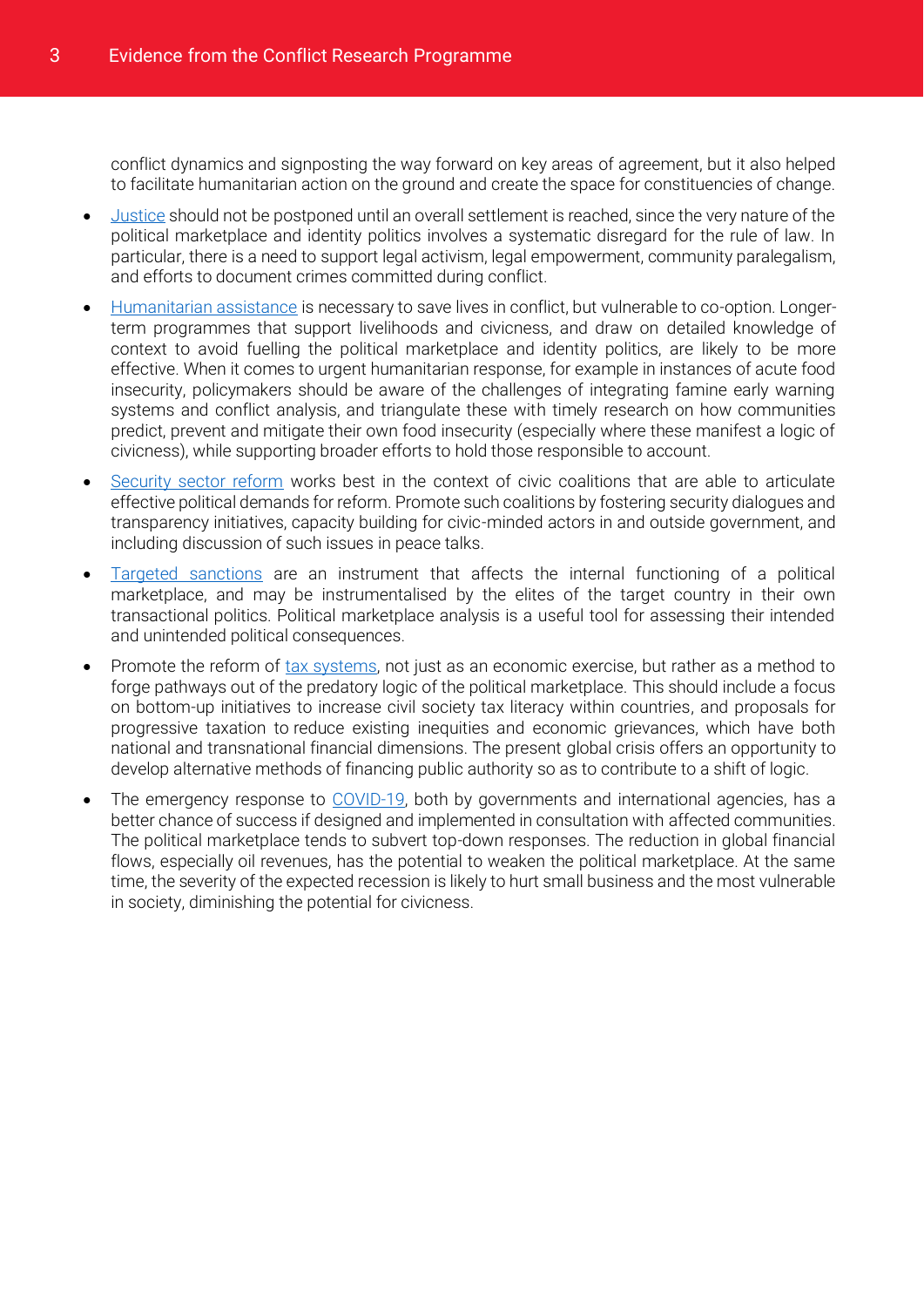conflict dynamics and signposting the way forward on key areas of agreement, but it also helped to facilitate humanitarian action on the ground and create the space for constituencies of change.

- Justice should not be postponed until an overall settlement is reached, since the very nature of the political marketplace and identity politics involves a systematic disregard for the rule of law. In particular, there is a need to support legal activism, legal empowerment, community paralegalism, and efforts to document crimes committed during conflict.
- Humanitarian assistance is necessary to save lives in conflict, but vulnerable to co-option. Longer-term programmes that support livelihoods and civicness, and draw on detailed knowledge of context to avoid fuelling the political marketplace and identity politics, are likely to be more effective. When it comes to urgent humanitarian response, for example in instances of acute food insecurity, policymakers should be aware of the challenges of integrating famine early warning systems and conflict analysis, and triangulate these with timely research on how communities predict, prevent and mitigate their own food insecurity (especially where these manifest a logic of civicness), while supporting broader efforts to hold those responsible to account.
- Security sector reform works best in the context of civic coalitions that are able to articulate effective political demands for reform. Promote such coalitions by fostering security dialogues and transparency initiatives, capacity building for civic-minded actors in and outside government, and including discussion of such issues in peace talks.
- Targeted sanctions are an instrument that affects the internal functioning of a political marketplace, and may be instrumentalised by the elites of the target country in their own transactional politics. Political marketplace analysis is a useful tool for assessing their intended and unintended political consequences.
- Promote the reform of tax systems, not just as an economic exercise, but rather as a method to forge pathways out of the predatory logic of the political marketplace. This should include a focus on bottom-up initiatives to increase civil society tax literacy within countries, and proposals for progressive taxation to reduce existing inequities and economic grievances, which have both national and transnational financial dimensions. The present global crisis offers an opportunity to develop alternative methods of financing public authority so as to contribute to a shift of logic.
- The emergency response to COVID-19, both by governments and international agencies, has a better chance of success if designed and implemented in consultation with affected communities. The political marketplace tends to subvert top-down responses. The reduction in global financial flows, especially oil revenues, has the potential to weaken the political marketplace. At the same time, the severity of the expected recession is likely to hurt small business and the most vulnerable in society, diminishing the potential for civicness.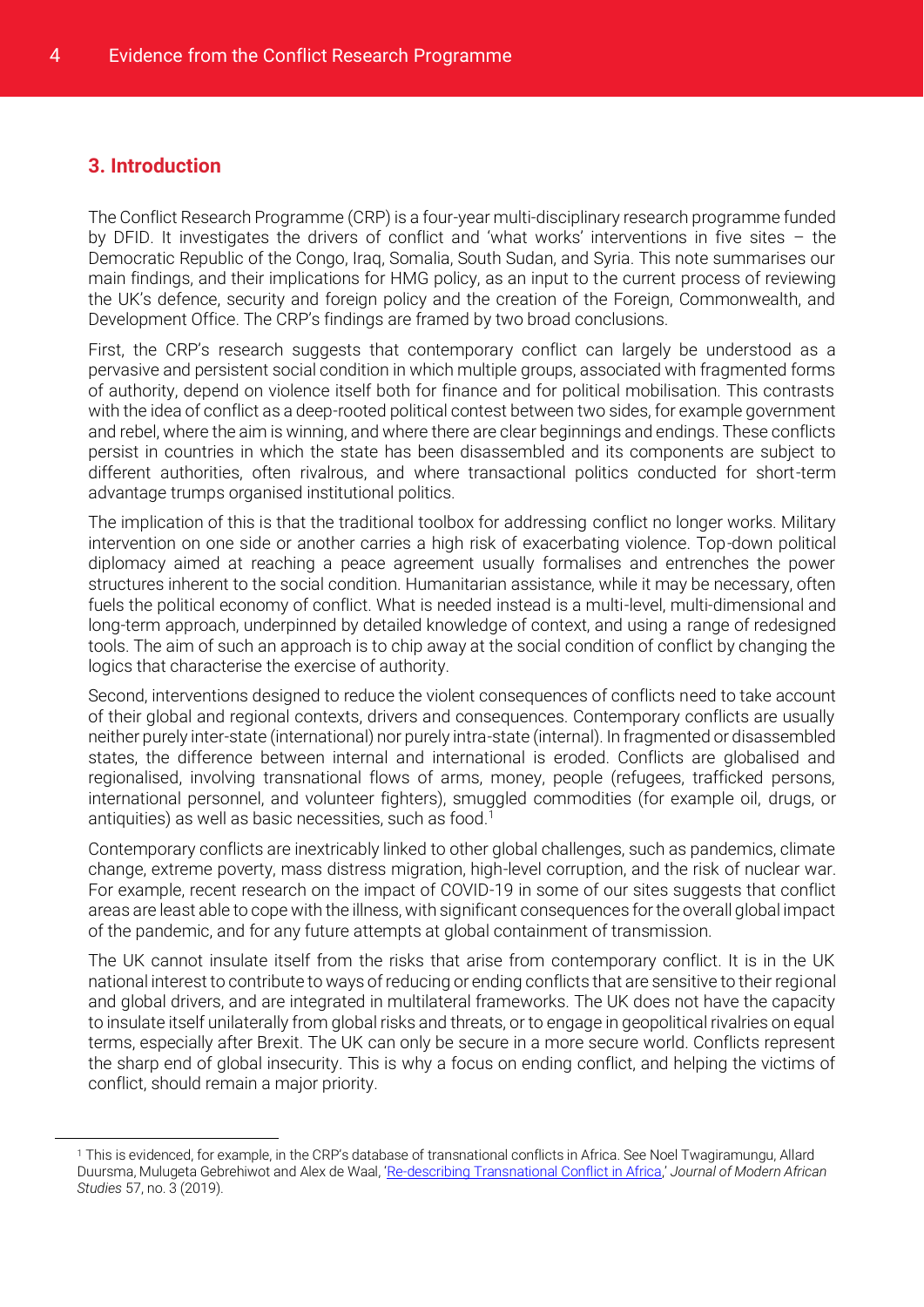## 3. Introduction

The Conflict Research Programme (CRP) is a four-year multi-disciplinary research programme funded by DFID. It investigates the drivers of conflict and 'what works' interventions in five sites – the Democratic Republic of the Congo, Iraq, Somalia, South Sudan, and Syria. This note summarises our main findings, and their implications for HMG policy, as an input to the current process of reviewing the UK's defence, security and foreign policy and the creation of the Foreign, Commonwealth, and Development Office. The CRP's findings are framed by two broad conclusions.

First, the CRP's research suggests that contemporary conflict can largely be understood as a pervasive and persistent social condition in which multiple groups, associated with fragmented forms of authority, depend on violence itself both for finance and for political mobilisation. This contrasts with the idea of conflict as a deep-rooted political contest between two sides, for example government and rebel, where the aim is winning, and where there are clear beginnings and endings. These conflicts persist in countries in which the state has been disassembled and its components are subject to different authorities, often rivalrous, and where transactional politics conducted for short-term advantage trumps organised institutional politics.

The implication of this is that the traditional toolbox for addressing conflict no longer works. Military intervention on one side or another carries a high risk of exacerbating violence. Top-down political diplomacy aimed at reaching a peace agreement usually formalises and entrenches the power structures inherent to the social condition. Humanitarian assistance, while it may be necessary, often fuels the political economy of conflict. What is needed instead is a multi-level, multi-dimensional and long-term approach, underpinned by detailed knowledge of context, and using a range of redesigned tools. The aim of such an approach is to chip away at the social condition of conflict by changing the logics that characterise the exercise of authority.

Second, interventions designed to reduce the violent consequences of conflicts need to take account of their global and regional contexts, drivers and consequences. Contemporary conflicts are usually neither purely inter-state (international) nor purely intra-state (internal). In fragmented or disassembled states, the difference between internal and international is eroded. Conflicts are globalised and regionalised, involving transnational flows of arms, money, people (refugees, trafficked persons, international personnel, and volunteer fighters), smuggled commodities (for example oil, drugs, or antiquities) as well as basic necessities, such as food.[1]

Contemporary conflicts are inextricably linked to other global challenges, such as pandemics, climate change, extreme poverty, mass distress migration, high-level corruption, and the risk of nuclear war. For example, recent research on the impact of COVID-19 in some of our sites suggests that conflict areas are least able to cope with the illness, with significant consequences for the overall global impact of the pandemic, and for any future attempts at global containment of transmission.

The UK cannot insulate itself from the risks that arise from contemporary conflict. It is in the UK national interest to contribute to ways of reducing or ending conflicts that are sensitive to their regional and global drivers, and are integrated in multilateral frameworks. The UK does not have the capacity to insulate itself unilaterally from global risks and threats, or to engage in geopolitical rivalries on equal terms, especially after Brexit. The UK can only be secure in a more secure world. Conflicts represent the sharp end of global insecurity. This is why a focus on ending conflict, and helping the victims of conflict, should remain a major priority.

---

[1] This is evidenced, for example, in the CRP's database of transnational conflicts in Africa. See Noel Twagiramungu, Allard Duursma, Mulugeta Gebrehiwot and Alex de Waal, 'Re-describing Transnational Conflict in Africa,' *Journal of Modern African Studies* 57, no. 3 (2019).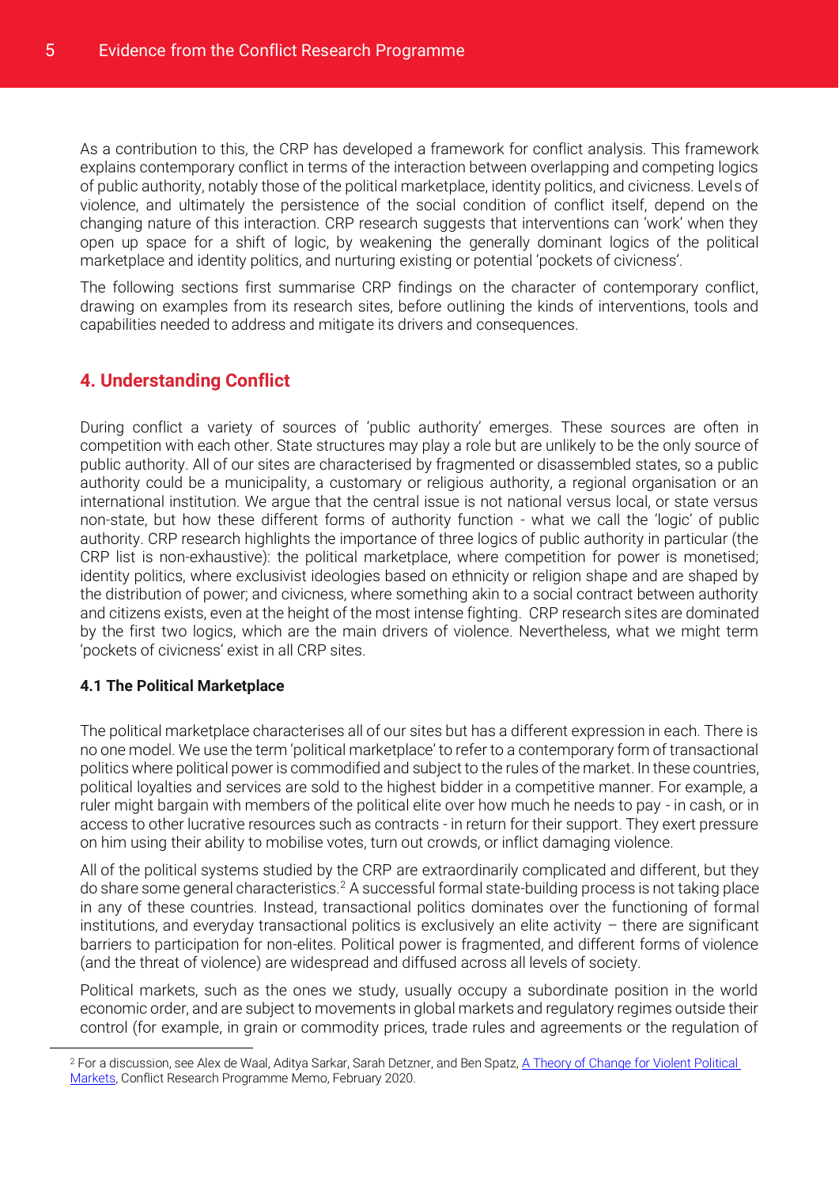As a contribution to this, the CRP has developed a framework for conflict analysis. This framework explains contemporary conflict in terms of the interaction between overlapping and competing logics of public authority, notably those of the political marketplace, identity politics, and civicness. Levels of violence, and ultimately the persistence of the social condition of conflict itself, depend on the changing nature of this interaction. CRP research suggests that interventions can 'work' when they open up space for a shift of logic, by weakening the generally dominant logics of the political marketplace and identity politics, and nurturing existing or potential 'pockets of civicness'.

The following sections first summarise CRP findings on the character of contemporary conflict, drawing on examples from its research sites, before outlining the kinds of interventions, tools and capabilities needed to address and mitigate its drivers and consequences.

## 4. Understanding Conflict

During conflict a variety of sources of 'public authority' emerges. These sources are often in competition with each other. State structures may play a role but are unlikely to be the only source of public authority. All of our sites are characterised by fragmented or disassembled states, so a public authority could be a municipality, a customary or religious authority, a regional organisation or an international institution. We argue that the central issue is not national versus local, or state versus non-state, but how these different forms of authority function - what we call the 'logic' of public authority. CRP research highlights the importance of three logics of public authority in particular (the CRP list is non-exhaustive): the political marketplace, where competition for power is monetised; identity politics, where exclusivist ideologies based on ethnicity or religion shape and are shaped by the distribution of power; and civicness, where something akin to a social contract between authority and citizens exists, even at the height of the most intense fighting. CRP research sites are dominated by the first two logics, which are the main drivers of violence. Nevertheless, what we might term 'pockets of civicness' exist in all CRP sites.

### 4.1 The Political Marketplace

The political marketplace characterises all of our sites but has a different expression in each. There is no one model. We use the term 'political marketplace' to refer to a contemporary form of transactional politics where political power is commodified and subject to the rules of the market. In these countries, political loyalties and services are sold to the highest bidder in a competitive manner. For example, a ruler might bargain with members of the political elite over how much he needs to pay - in cash, or in access to other lucrative resources such as contracts - in return for their support. They exert pressure on him using their ability to mobilise votes, turn out crowds, or inflict damaging violence.

All of the political systems studied by the CRP are extraordinarily complicated and different, but they do share some general characteristics.[2] A successful formal state-building process is not taking place in any of these countries. Instead, transactional politics dominates over the functioning of formal institutions, and everyday transactional politics is exclusively an elite activity – there are significant barriers to participation for non-elites. Political power is fragmented, and different forms of violence (and the threat of violence) are widespread and diffused across all levels of society.

Political markets, such as the ones we study, usually occupy a subordinate position in the world economic order, and are subject to movements in global markets and regulatory regimes outside their control (for example, in grain or commodity prices, trade rules and agreements or the regulation of

[2] For a discussion, see Alex de Waal, Aditya Sarkar, Sarah Detzner, and Ben Spatz, A Theory of Change for Violent Political Markets, Conflict Research Programme Memo, February 2020.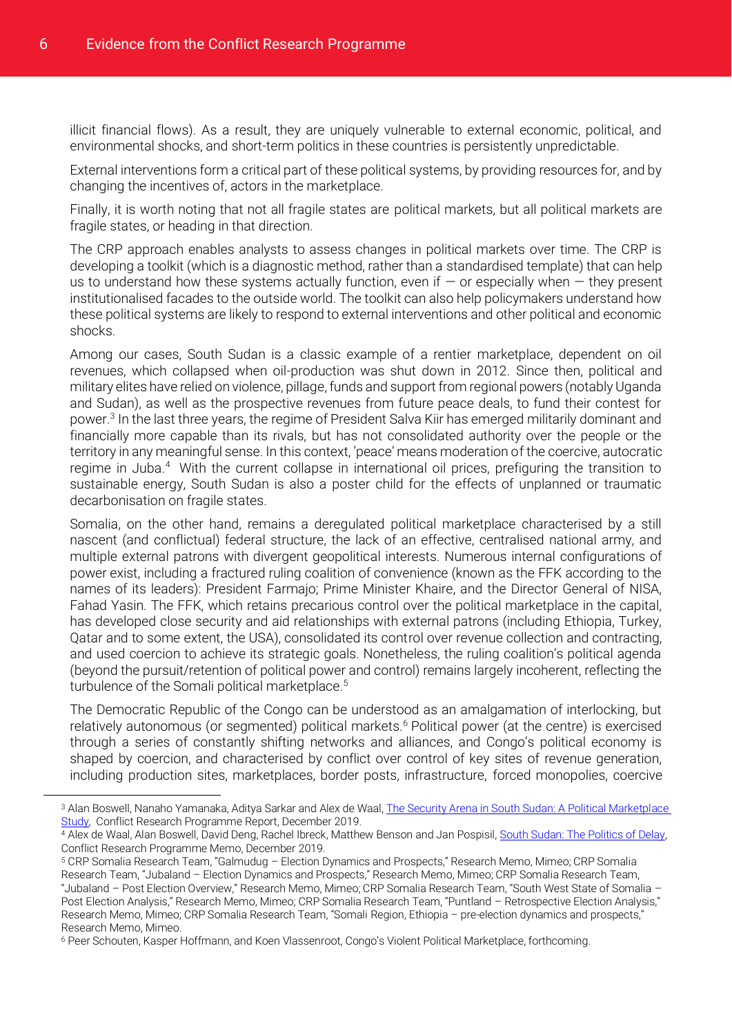illicit financial flows). As a result, they are uniquely vulnerable to external economic, political, and environmental shocks, and short-term politics in these countries is persistently unpredictable.

External interventions form a critical part of these political systems, by providing resources for, and by changing the incentives of, actors in the marketplace.

Finally, it is worth noting that not all fragile states are political markets, but all political markets are fragile states, or heading in that direction.

The CRP approach enables analysts to assess changes in political markets over time. The CRP is developing a toolkit (which is a diagnostic method, rather than a standardised template) that can help us to understand how these systems actually function, even if — or especially when — they present institutionalised facades to the outside world. The toolkit can also help policymakers understand how these political systems are likely to respond to external interventions and other political and economic shocks.

Among our cases, South Sudan is a classic example of a rentier marketplace, dependent on oil revenues, which collapsed when oil-production was shut down in 2012. Since then, political and military elites have relied on violence, pillage, funds and support from regional powers (notably Uganda and Sudan), as well as the prospective revenues from future peace deals, to fund their contest for power.[3] In the last three years, the regime of President Salva Kiir has emerged militarily dominant and financially more capable than its rivals, but has not consolidated authority over the people or the territory in any meaningful sense. In this context, 'peace' means moderation of the coercive, autocratic regime in Juba.[4] With the current collapse in international oil prices, prefiguring the transition to sustainable energy, South Sudan is also a poster child for the effects of unplanned or traumatic decarbonisation on fragile states.

Somalia, on the other hand, remains a deregulated political marketplace characterised by a still nascent (and conflictual) federal structure, the lack of an effective, centralised national army, and multiple external patrons with divergent geopolitical interests. Numerous internal configurations of power exist, including a fractured ruling coalition of convenience (known as the FFK according to the names of its leaders): President Farmajo; Prime Minister Khaire, and the Director General of NISA, Fahad Yasin. The FFK, which retains precarious control over the political marketplace in the capital, has developed close security and aid relationships with external patrons (including Ethiopia, Turkey, Qatar and to some extent, the USA), consolidated its control over revenue collection and contracting, and used coercion to achieve its strategic goals. Nonetheless, the ruling coalition's political agenda (beyond the pursuit/retention of political power and control) remains largely incoherent, reflecting the turbulence of the Somali political marketplace.[5]

The Democratic Republic of the Congo can be understood as an amalgamation of interlocking, but relatively autonomous (or segmented) political markets.[6] Political power (at the centre) is exercised through a series of constantly shifting networks and alliances, and Congo's political economy is shaped by coercion, and characterised by conflict over control of key sites of revenue generation, including production sites, marketplaces, border posts, infrastructure, forced monopolies, coercive

---

[3] Alan Boswell, Nanaho Yamanaka, Aditya Sarkar and Alex de Waal, The Security Arena in South Sudan: A Political Marketplace Study, Conflict Research Programme Report, December 2019.

[4] Alex de Waal, Alan Boswell, David Deng, Rachel Ibreck, Matthew Benson and Jan Pospisil, South Sudan: The Politics of Delay, Conflict Research Programme Memo, December 2019.

[5] CRP Somalia Research Team, "Galmudug – Election Dynamics and Prospects," Research Memo, Mimeo; CRP Somalia Research Team, "Jubaland – Election Dynamics and Prospects," Research Memo, Mimeo; CRP Somalia Research Team, "Jubaland – Post Election Overview," Research Memo, Mimeo; CRP Somalia Research Team, "South West State of Somalia – Post Election Analysis," Research Memo, Mimeo; CRP Somalia Research Team, "Puntland – Retrospective Election Analysis," Research Memo, Mimeo; CRP Somalia Research Team, "Somali Region, Ethiopia – pre-election dynamics and prospects," Research Memo, Mimeo.

[6] Peer Schouten, Kasper Hoffmann, and Koen Vlassenroot, Congo's Violent Political Marketplace, forthcoming.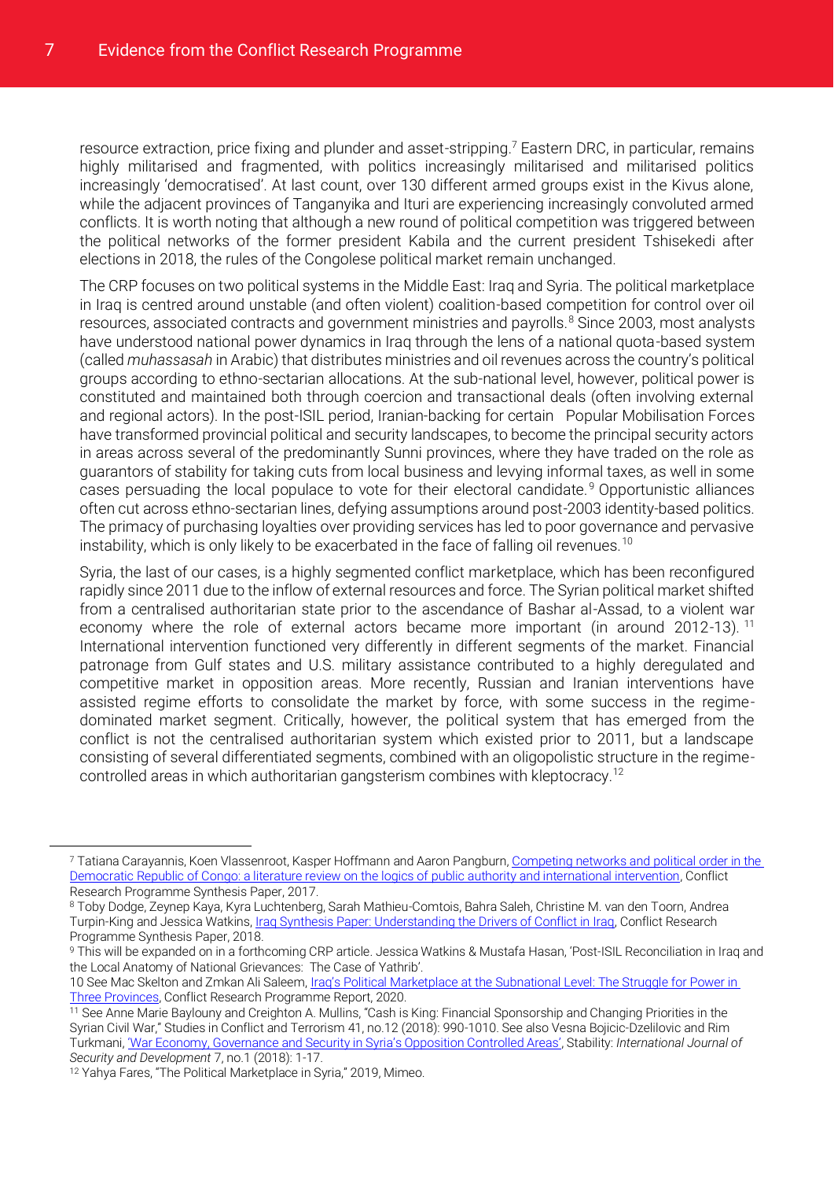resource extraction, price fixing and plunder and asset-stripping.[7] Eastern DRC, in particular, remains highly militarised and fragmented, with politics increasingly militarised and militarised politics increasingly 'democratised'. At last count, over 130 different armed groups exist in the Kivus alone, while the adjacent provinces of Tanganyika and Ituri are experiencing increasingly convoluted armed conflicts. It is worth noting that although a new round of political competition was triggered between the political networks of the former president Kabila and the current president Tshisekedi after elections in 2018, the rules of the Congolese political market remain unchanged.

The CRP focuses on two political systems in the Middle East: Iraq and Syria. The political marketplace in Iraq is centred around unstable (and often violent) coalition-based competition for control over oil resources, associated contracts and government ministries and payrolls.[8] Since 2003, most analysts have understood national power dynamics in Iraq through the lens of a national quota-based system (called *muhassasah* in Arabic) that distributes ministries and oil revenues across the country's political groups according to ethno-sectarian allocations. At the sub-national level, however, political power is constituted and maintained both through coercion and transactional deals (often involving external and regional actors). In the post-ISIL period, Iranian-backing for certain Popular Mobilisation Forces have transformed provincial political and security landscapes, to become the principal security actors in areas across several of the predominantly Sunni provinces, where they have traded on the role as guarantors of stability for taking cuts from local business and levying informal taxes, as well in some cases persuading the local populace to vote for their electoral candidate.[9] Opportunistic alliances often cut across ethno-sectarian lines, defying assumptions around post-2003 identity-based politics. The primacy of purchasing loyalties over providing services has led to poor governance and pervasive instability, which is only likely to be exacerbated in the face of falling oil revenues.[10]

Syria, the last of our cases, is a highly segmented conflict marketplace, which has been reconfigured rapidly since 2011 due to the inflow of external resources and force. The Syrian political market shifted from a centralised authoritarian state prior to the ascendance of Bashar al-Assad, to a violent war economy where the role of external actors became more important (in around 2012-13).[11] International intervention functioned very differently in different segments of the market. Financial patronage from Gulf states and U.S. military assistance contributed to a highly deregulated and competitive market in opposition areas. More recently, Russian and Iranian interventions have assisted regime efforts to consolidate the market by force, with some success in the regime-dominated market segment. Critically, however, the political system that has emerged from the conflict is not the centralised authoritarian system which existed prior to 2011, but a landscape consisting of several differentiated segments, combined with an oligopolistic structure in the regime-controlled areas in which authoritarian gangsterism combines with kleptocracy.[12]

---

[7] Tatiana Carayannis, Koen Vlassenroot, Kasper Hoffmann and Aaron Pangburn, Competing networks and political order in the Democratic Republic of Congo: a literature review on the logics of public authority and international intervention, Conflict Research Programme Synthesis Paper, 2017.

[8] Toby Dodge, Zeynep Kaya, Kyra Luchtenberg, Sarah Mathieu-Comtois, Bahra Saleh, Christine M. van den Toorn, Andrea Turpin-King and Jessica Watkins, Iraq Synthesis Paper: Understanding the Drivers of Conflict in Iraq, Conflict Research Programme Synthesis Paper, 2018.

[9] This will be expanded on in a forthcoming CRP article. Jessica Watkins & Mustafa Hasan, 'Post-ISIL Reconciliation in Iraq and the Local Anatomy of National Grievances: The Case of Yathrib'.

[10] See Mac Skelton and Zmkan Ali Saleem, Iraq's Political Marketplace at the Subnational Level: The Struggle for Power in Three Provinces, Conflict Research Programme Report, 2020.

[11] See Anne Marie Baylouny and Creighton A. Mullins, "Cash is King: Financial Sponsorship and Changing Priorities in the Syrian Civil War," Studies in Conflict and Terrorism 41, no.12 (2018): 990-1010. See also Vesna Bojicic-Dzelilovic and Rim Turkmani, 'War Economy, Governance and Security in Syria's Opposition Controlled Areas', Stability: *International Journal of Security and Development* 7, no.1 (2018): 1-17.

[12] Yahya Fares, "The Political Marketplace in Syria," 2019, Mimeo.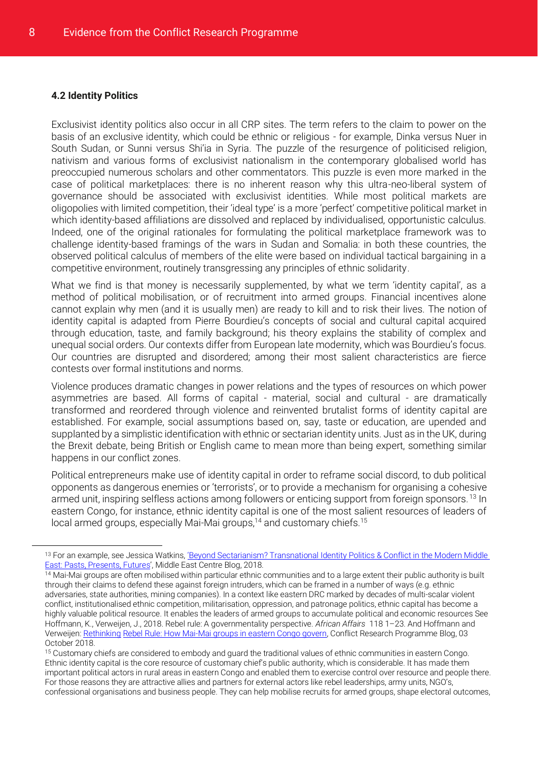### 4.2 Identity Politics

Exclusivist identity politics also occur in all CRP sites. The term refers to the claim to power on the basis of an exclusive identity, which could be ethnic or religious - for example, Dinka versus Nuer in South Sudan, or Sunni versus Shi'ia in Syria. The puzzle of the resurgence of politicised religion, nativism and various forms of exclusivist nationalism in the contemporary globalised world has preoccupied numerous scholars and other commentators. This puzzle is even more marked in the case of political marketplaces: there is no inherent reason why this ultra-neo-liberal system of governance should be associated with exclusivist identities. While most political markets are oligopolies with limited competition, their 'ideal type' is a more 'perfect' competitive political market in which identity-based affiliations are dissolved and replaced by individualised, opportunistic calculus. Indeed, one of the original rationales for formulating the political marketplace framework was to challenge identity-based framings of the wars in Sudan and Somalia: in both these countries, the observed political calculus of members of the elite were based on individual tactical bargaining in a competitive environment, routinely transgressing any principles of ethnic solidarity.

What we find is that money is necessarily supplemented, by what we term 'identity capital', as a method of political mobilisation, or of recruitment into armed groups. Financial incentives alone cannot explain why men (and it is usually men) are ready to kill and to risk their lives. The notion of identity capital is adapted from Pierre Bourdieu's concepts of social and cultural capital acquired through education, taste, and family background; his theory explains the stability of complex and unequal social orders. Our contexts differ from European late modernity, which was Bourdieu's focus. Our countries are disrupted and disordered; among their most salient characteristics are fierce contests over formal institutions and norms.

Violence produces dramatic changes in power relations and the types of resources on which power asymmetries are based. All forms of capital - material, social and cultural - are dramatically transformed and reordered through violence and reinvented brutalist forms of identity capital are established. For example, social assumptions based on, say, taste or education, are upended and supplanted by a simplistic identification with ethnic or sectarian identity units. Just as in the UK, during the Brexit debate, being British or English came to mean more than being expert, something similar happens in our conflict zones.

Political entrepreneurs make use of identity capital in order to reframe social discord, to dub political opponents as dangerous enemies or 'terrorists', or to provide a mechanism for organising a cohesive armed unit, inspiring selfless actions among followers or enticing support from foreign sponsors.[13] In eastern Congo, for instance, ethnic identity capital is one of the most salient resources of leaders of local armed groups, especially Mai-Mai groups,[14] and customary chiefs.[15]

---

[13] For an example, see Jessica Watkins, 'Beyond Sectarianism? Transnational Identity Politics & Conflict in the Modern Middle East: Pasts, Presents, Futures', Middle East Centre Blog, 2018.

[14] Mai-Mai groups are often mobilised within particular ethnic communities and to a large extent their public authority is built through their claims to defend these against foreign intruders, which can be framed in a number of ways (e.g. ethnic adversaries, state authorities, mining companies). In a context like eastern DRC marked by decades of multi-scalar violent conflict, institutionalised ethnic competition, militarisation, oppression, and patronage politics, ethnic capital has become a highly valuable political resource. It enables the leaders of armed groups to accumulate political and economic resources See Hoffmann, K., Verweijen, J., 2018. Rebel rule: A governmentality perspective. *African Affairs* 118 1–23. And Hoffmann and Verweijen: Rethinking Rebel Rule: How Mai-Mai groups in eastern Congo govern, Conflict Research Programme Blog, 03 October 2018.

[15] Customary chiefs are considered to embody and guard the traditional values of ethnic communities in eastern Congo. Ethnic identity capital is the core resource of customary chief's public authority, which is considerable. It has made them important political actors in rural areas in eastern Congo and enabled them to exercise control over resource and people there. For those reasons they are attractive allies and partners for external actors like rebel leaderships, army units, NGO's, confessional organisations and business people. They can help mobilise recruits for armed groups, shape electoral outcomes,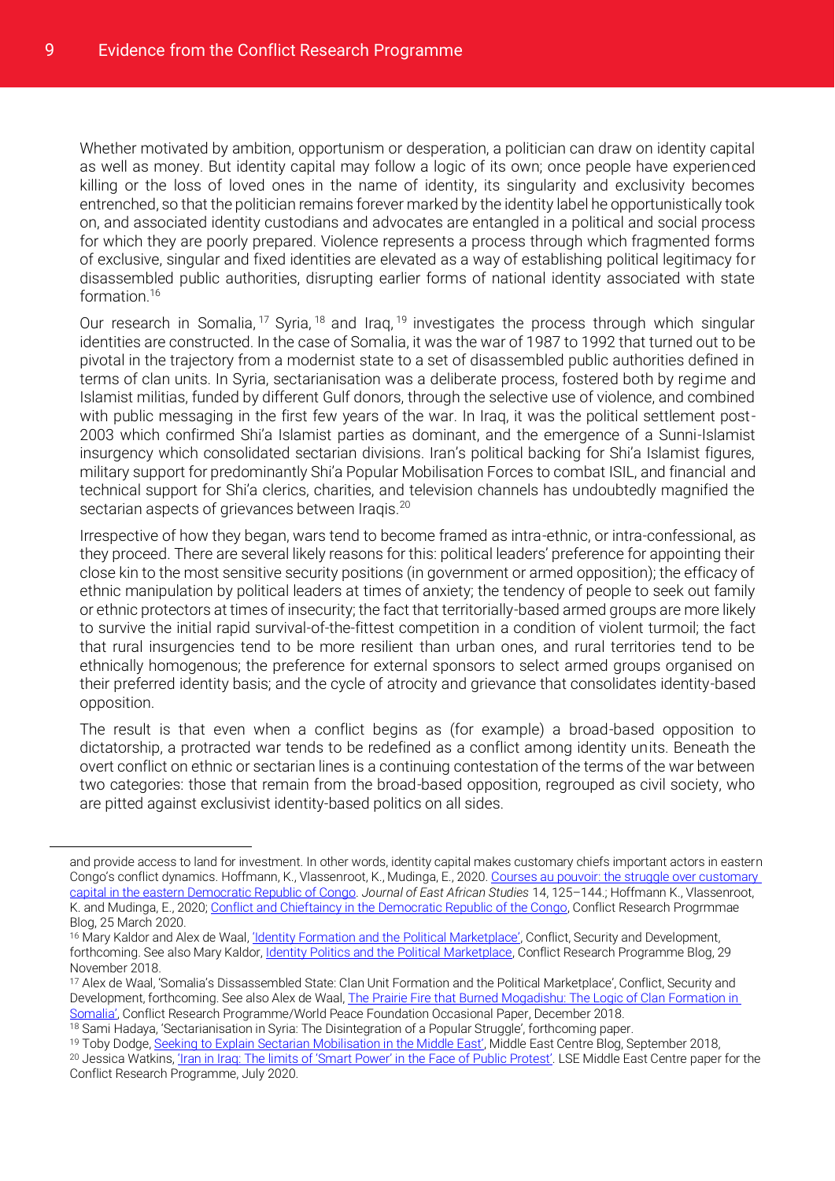Whether motivated by ambition, opportunism or desperation, a politician can draw on identity capital as well as money. But identity capital may follow a logic of its own; once people have experienced killing or the loss of loved ones in the name of identity, its singularity and exclusivity becomes entrenched, so that the politician remains forever marked by the identity label he opportunistically took on, and associated identity custodians and advocates are entangled in a political and social process for which they are poorly prepared. Violence represents a process through which fragmented forms of exclusive, singular and fixed identities are elevated as a way of establishing political legitimacy for disassembled public authorities, disrupting earlier forms of national identity associated with state formation.[16]

Our research in Somalia,[17] Syria,[18] and Iraq,[19] investigates the process through which singular identities are constructed. In the case of Somalia, it was the war of 1987 to 1992 that turned out to be pivotal in the trajectory from a modernist state to a set of disassembled public authorities defined in terms of clan units. In Syria, sectarianisation was a deliberate process, fostered both by regime and Islamist militias, funded by different Gulf donors, through the selective use of violence, and combined with public messaging in the first few years of the war. In Iraq, it was the political settlement post-2003 which confirmed Shi'a Islamist parties as dominant, and the emergence of a Sunni-Islamist insurgency which consolidated sectarian divisions. Iran's political backing for Shi'a Islamist figures, military support for predominantly Shi'a Popular Mobilisation Forces to combat ISIL, and financial and technical support for Shi'a clerics, charities, and television channels has undoubtedly magnified the sectarian aspects of grievances between Iraqis.[20]

Irrespective of how they began, wars tend to become framed as intra-ethnic, or intra-confessional, as they proceed. There are several likely reasons for this: political leaders' preference for appointing their close kin to the most sensitive security positions (in government or armed opposition); the efficacy of ethnic manipulation by political leaders at times of anxiety; the tendency of people to seek out family or ethnic protectors at times of insecurity; the fact that territorially-based armed groups are more likely to survive the initial rapid survival-of-the-fittest competition in a condition of violent turmoil; the fact that rural insurgencies tend to be more resilient than urban ones, and rural territories tend to be ethnically homogenous; the preference for external sponsors to select armed groups organised on their preferred identity basis; and the cycle of atrocity and grievance that consolidates identity-based opposition.

The result is that even when a conflict begins as (for example) a broad-based opposition to dictatorship, a protracted war tends to be redefined as a conflict among identity units. Beneath the overt conflict on ethnic or sectarian lines is a continuing contestation of the terms of the war between two categories: those that remain from the broad-based opposition, regrouped as civil society, who are pitted against exclusivist identity-based politics on all sides.

---

and provide access to land for investment. In other words, identity capital makes customary chiefs important actors in eastern Congo's conflict dynamics. Hoffmann, K., Vlassenroot, K., Mudinga, E., 2020. Courses au pouvoir: the struggle over customary capital in the eastern Democratic Republic of Congo. *Journal of East African Studies* 14, 125–144.; Hoffmann K., Vlassenroot, K. and Mudinga, E., 2020; Conflict and Chieftaincy in the Democratic Republic of the Congo, Conflict Research Progrmmae Blog, 25 March 2020.

[16] Mary Kaldor and Alex de Waal, 'Identity Formation and the Political Marketplace', Conflict, Security and Development, forthcoming. See also Mary Kaldor, Identity Politics and the Political Marketplace, Conflict Research Programme Blog, 29 November 2018.

[17] Alex de Waal, 'Somalia's Dissassembled State: Clan Unit Formation and the Political Marketplace', Conflict, Security and Development, forthcoming. See also Alex de Waal, The Prairie Fire that Burned Mogadishu: The Logic of Clan Formation in Somalia', Conflict Research Programme/World Peace Foundation Occasional Paper, December 2018.

[18] Sami Hadaya, 'Sectarianisation in Syria: The Disintegration of a Popular Struggle', forthcoming paper.

[19] Toby Dodge, Seeking to Explain Sectarian Mobilisation in the Middle East', Middle East Centre Blog, September 2018,

[20] Jessica Watkins, 'Iran in Iraq: The limits of 'Smart Power' in the Face of Public Protest'. LSE Middle East Centre paper for the Conflict Research Programme, July 2020.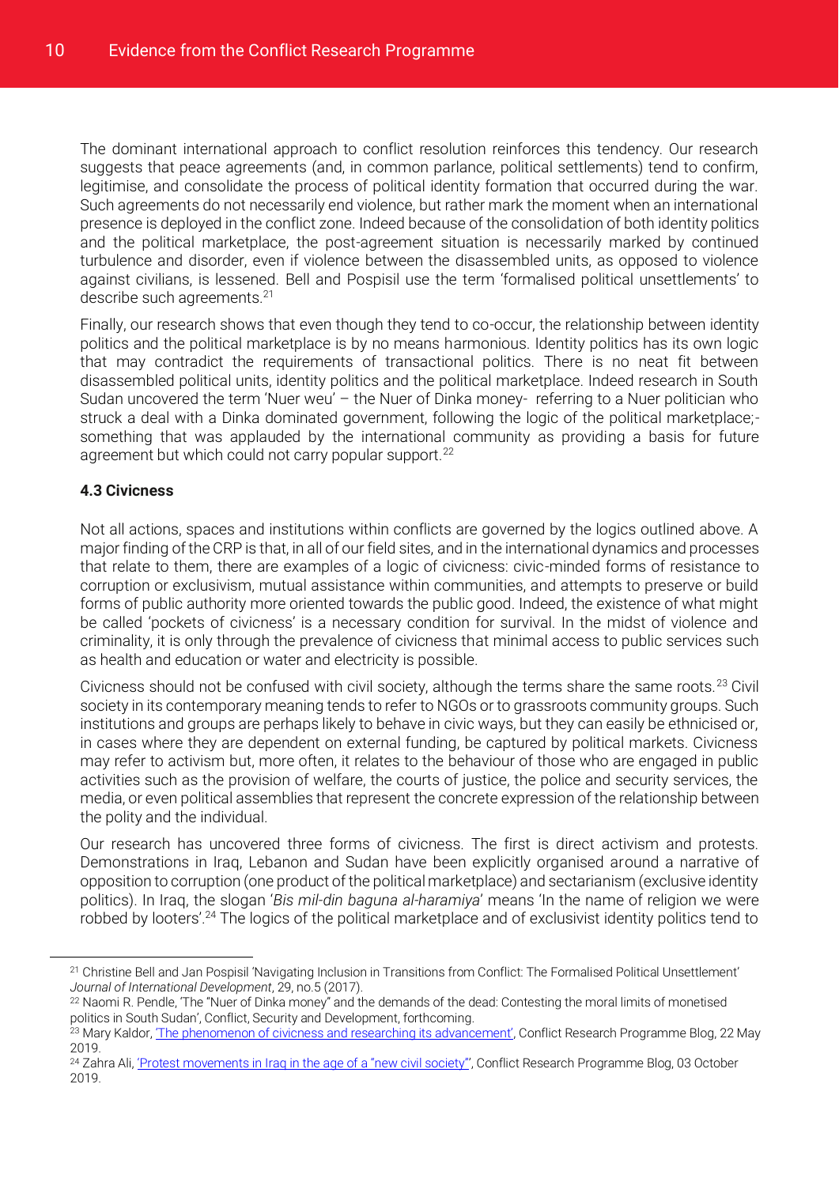The dominant international approach to conflict resolution reinforces this tendency. Our research suggests that peace agreements (and, in common parlance, political settlements) tend to confirm, legitimise, and consolidate the process of political identity formation that occurred during the war. Such agreements do not necessarily end violence, but rather mark the moment when an international presence is deployed in the conflict zone. Indeed because of the consolidation of both identity politics and the political marketplace, the post-agreement situation is necessarily marked by continued turbulence and disorder, even if violence between the disassembled units, as opposed to violence against civilians, is lessened. Bell and Pospisil use the term 'formalised political unsettlements' to describe such agreements.[21]

Finally, our research shows that even though they tend to co-occur, the relationship between identity politics and the political marketplace is by no means harmonious. Identity politics has its own logic that may contradict the requirements of transactional politics. There is no neat fit between disassembled political units, identity politics and the political marketplace. Indeed research in South Sudan uncovered the term 'Nuer weu' – the Nuer of Dinka money- referring to a Nuer politician who struck a deal with a Dinka dominated government, following the logic of the political marketplace;- something that was applauded by the international community as providing a basis for future agreement but which could not carry popular support.[22]

**4.3 Civicness**

Not all actions, spaces and institutions within conflicts are governed by the logics outlined above. A major finding of the CRP is that, in all of our field sites, and in the international dynamics and processes that relate to them, there are examples of a logic of civicness: civic-minded forms of resistance to corruption or exclusivism, mutual assistance within communities, and attempts to preserve or build forms of public authority more oriented towards the public good. Indeed, the existence of what might be called 'pockets of civicness' is a necessary condition for survival. In the midst of violence and criminality, it is only through the prevalence of civicness that minimal access to public services such as health and education or water and electricity is possible.

Civicness should not be confused with civil society, although the terms share the same roots.[23] Civil society in its contemporary meaning tends to refer to NGOs or to grassroots community groups. Such institutions and groups are perhaps likely to behave in civic ways, but they can easily be ethnicised or, in cases where they are dependent on external funding, be captured by political markets. Civicness may refer to activism but, more often, it relates to the behaviour of those who are engaged in public activities such as the provision of welfare, the courts of justice, the police and security services, the media, or even political assemblies that represent the concrete expression of the relationship between the polity and the individual.

Our research has uncovered three forms of civicness. The first is direct activism and protests. Demonstrations in Iraq, Lebanon and Sudan have been explicitly organised around a narrative of opposition to corruption (one product of the political marketplace) and sectarianism (exclusive identity politics). In Iraq, the slogan '*Bis mil-din baguna al-haramiya*' means 'In the name of religion we were robbed by looters'.[24] The logics of the political marketplace and of exclusivist identity politics tend to

---

[21] Christine Bell and Jan Pospisil 'Navigating Inclusion in Transitions from Conflict: The Formalised Political Unsettlement' *Journal of International Development*, 29, no.5 (2017).

[22] Naomi R. Pendle, 'The "Nuer of Dinka money" and the demands of the dead: Contesting the moral limits of monetised politics in South Sudan', Conflict, Security and Development, forthcoming.

[23] Mary Kaldor, 'The phenomenon of civicness and researching its advancement', Conflict Research Programme Blog, 22 May 2019.

[24] Zahra Ali, 'Protest movements in Iraq in the age of a "new civil society"', Conflict Research Programme Blog, 03 October 2019.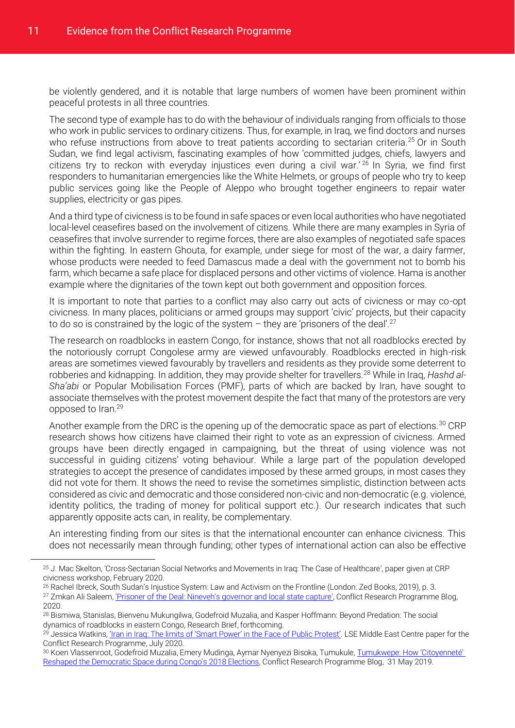be violently gendered, and it is notable that large numbers of women have been prominent within peaceful protests in all three countries.

The second type of example has to do with the behaviour of individuals ranging from officials to those who work in public services to ordinary citizens. Thus, for example, in Iraq, we find doctors and nurses who refuse instructions from above to treat patients according to sectarian criteria.[25] Or in South Sudan, we find legal activism, fascinating examples of how 'committed judges, chiefs, lawyers and citizens try to reckon with everyday injustices even during a civil war.'[26] In Syria, we find first responders to humanitarian emergencies like the White Helmets, or groups of people who try to keep public services going like the People of Aleppo who brought together engineers to repair water supplies, electricity or gas pipes.

And a third type of civicness is to be found in safe spaces or even local authorities who have negotiated local-level ceasefires based on the involvement of citizens. While there are many examples in Syria of ceasefires that involve surrender to regime forces, there are also examples of negotiated safe spaces within the fighting. In eastern Ghouta, for example, under siege for most of the war, a dairy farmer, whose products were needed to feed Damascus made a deal with the government not to bomb his farm, which became a safe place for displaced persons and other victims of violence. Hama is another example where the dignitaries of the town kept out both government and opposition forces.

It is important to note that parties to a conflict may also carry out acts of civicness or may co-opt civicness. In many places, politicians or armed groups may support 'civic' projects, but their capacity to do so is constrained by the logic of the system – they are 'prisoners of the deal'.[27]

The research on roadblocks in eastern Congo, for instance, shows that not all roadblocks erected by the notoriously corrupt Congolese army are viewed unfavourably. Roadblocks erected in high-risk areas are sometimes viewed favourably by travellers and residents as they provide some deterrent to robberies and kidnapping. In addition, they may provide shelter for travellers.[28] While in Iraq, *Hashd al-Sha'abi* or Popular Mobilisation Forces (PMF), parts of which are backed by Iran, have sought to associate themselves with the protest movement despite the fact that many of the protestors are very opposed to Iran.[29]

Another example from the DRC is the opening up of the democratic space as part of elections.[30] CRP research shows how citizens have claimed their right to vote as an expression of civicness. Armed groups have been directly engaged in campaigning, but the threat of using violence was not successful in guiding citizens' voting behaviour. While a large part of the population developed strategies to accept the presence of candidates imposed by these armed groups, in most cases they did not vote for them. It shows the need to revise the sometimes simplistic, distinction between acts considered as civic and democratic and those considered non-civic and non-democratic (e.g. violence, identity politics, the trading of money for political support etc.). Our research indicates that such apparently opposite acts can, in reality, be complementary.

An interesting finding from our sites is that the international encounter can enhance civicness. This does not necessarily mean through funding; other types of international action can also be effective

---

[25] J. Mac Skelton, 'Cross-Sectarian Social Networks and Movements in Iraq: The Case of Healthcare', paper given at CRP civicness workshop, February 2020.

[26] Rachel Ibreck, South Sudan's Injustice System: Law and Activism on the Frontline (London: Zed Books, 2019), p. 3.

[27] Zmkan Ali Saleem, 'Prisoner of the Deal: Nineveh's governor and local state capture', Conflict Research Programme Blog, 2020.

[28] Bismiwa, Stanislas, Bienvenu Mukungilwa, Godefroid Muzalia, and Kasper Hoffmann: Beyond Predation: The social dynamics of roadblocks in eastern Congo, Research Brief, forthcoming.

[29] Jessica Watkins, 'Iran in Iraq: The limits of 'Smart Power' in the Face of Public Protest'. LSE Middle East Centre paper for the Conflict Research Programme, July 2020.

[30] Koen Vlassenroot, Godefroid Muzalia, Emery Mudinga, Aymar Nyenyezi Bisoka, Tumukule, Tumukwepe: How 'Citoyenneté' Reshaped the Democratic Space during Congo's 2018 Elections, Conflict Research Programme Blog, 31 May 2019.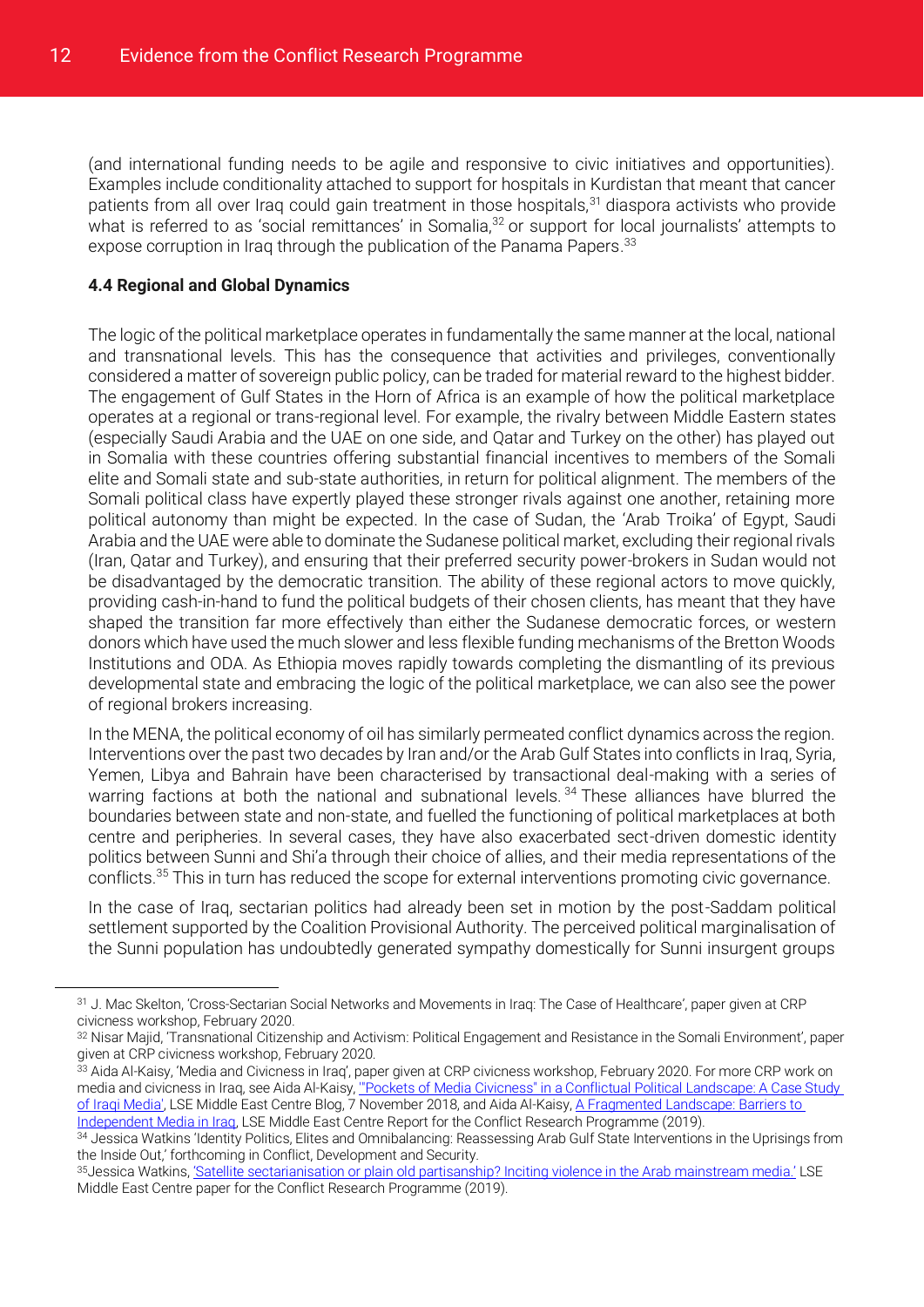(and international funding needs to be agile and responsive to civic initiatives and opportunities). Examples include conditionality attached to support for hospitals in Kurdistan that meant that cancer patients from all over Iraq could gain treatment in those hospitals,[31] diaspora activists who provide what is referred to as 'social remittances' in Somalia,[32] or support for local journalists' attempts to expose corruption in Iraq through the publication of the Panama Papers.[33]

### 4.4 Regional and Global Dynamics

The logic of the political marketplace operates in fundamentally the same manner at the local, national and transnational levels. This has the consequence that activities and privileges, conventionally considered a matter of sovereign public policy, can be traded for material reward to the highest bidder. The engagement of Gulf States in the Horn of Africa is an example of how the political marketplace operates at a regional or trans-regional level. For example, the rivalry between Middle Eastern states (especially Saudi Arabia and the UAE on one side, and Qatar and Turkey on the other) has played out in Somalia with these countries offering substantial financial incentives to members of the Somali elite and Somali state and sub-state authorities, in return for political alignment. The members of the Somali political class have expertly played these stronger rivals against one another, retaining more political autonomy than might be expected. In the case of Sudan, the 'Arab Troika' of Egypt, Saudi Arabia and the UAE were able to dominate the Sudanese political market, excluding their regional rivals (Iran, Qatar and Turkey), and ensuring that their preferred security power-brokers in Sudan would not be disadvantaged by the democratic transition. The ability of these regional actors to move quickly, providing cash-in-hand to fund the political budgets of their chosen clients, has meant that they have shaped the transition far more effectively than either the Sudanese democratic forces, or western donors which have used the much slower and less flexible funding mechanisms of the Bretton Woods Institutions and ODA. As Ethiopia moves rapidly towards completing the dismantling of its previous developmental state and embracing the logic of the political marketplace, we can also see the power of regional brokers increasing.

In the MENA, the political economy of oil has similarly permeated conflict dynamics across the region. Interventions over the past two decades by Iran and/or the Arab Gulf States into conflicts in Iraq, Syria, Yemen, Libya and Bahrain have been characterised by transactional deal-making with a series of warring factions at both the national and subnational levels.[34] These alliances have blurred the boundaries between state and non-state, and fuelled the functioning of political marketplaces at both centre and peripheries. In several cases, they have also exacerbated sect-driven domestic identity politics between Sunni and Shi'a through their choice of allies, and their media representations of the conflicts.[35] This in turn has reduced the scope for external interventions promoting civic governance.

In the case of Iraq, sectarian politics had already been set in motion by the post-Saddam political settlement supported by the Coalition Provisional Authority. The perceived political marginalisation of the Sunni population has undoubtedly generated sympathy domestically for Sunni insurgent groups

---

[31] J. Mac Skelton, 'Cross-Sectarian Social Networks and Movements in Iraq: The Case of Healthcare', paper given at CRP civicness workshop, February 2020.

[32] Nisar Majid, 'Transnational Citizenship and Activism: Political Engagement and Resistance in the Somali Environment', paper given at CRP civicness workshop, February 2020.

[33] Aida Al-Kaisy, 'Media and Civicness in Iraq', paper given at CRP civicness workshop, February 2020. For more CRP work on media and civicness in Iraq, see Aida Al-Kaisy, '"Pockets of Media Civicness" in a Conflictual Political Landscape: A Case Study of Iraqi Media', LSE Middle East Centre Blog, 7 November 2018, and Aida Al-Kaisy, A Fragmented Landscape: Barriers to Independent Media in Iraq, LSE Middle East Centre Report for the Conflict Research Programme (2019).

[34] Jessica Watkins 'Identity Politics, Elites and Omnibalancing: Reassessing Arab Gulf State Interventions in the Uprisings from the Inside Out,' forthcoming in Conflict, Development and Security.

[35] Jessica Watkins, 'Satellite sectarianisation or plain old partisanship? Inciting violence in the Arab mainstream media.' LSE Middle East Centre paper for the Conflict Research Programme (2019).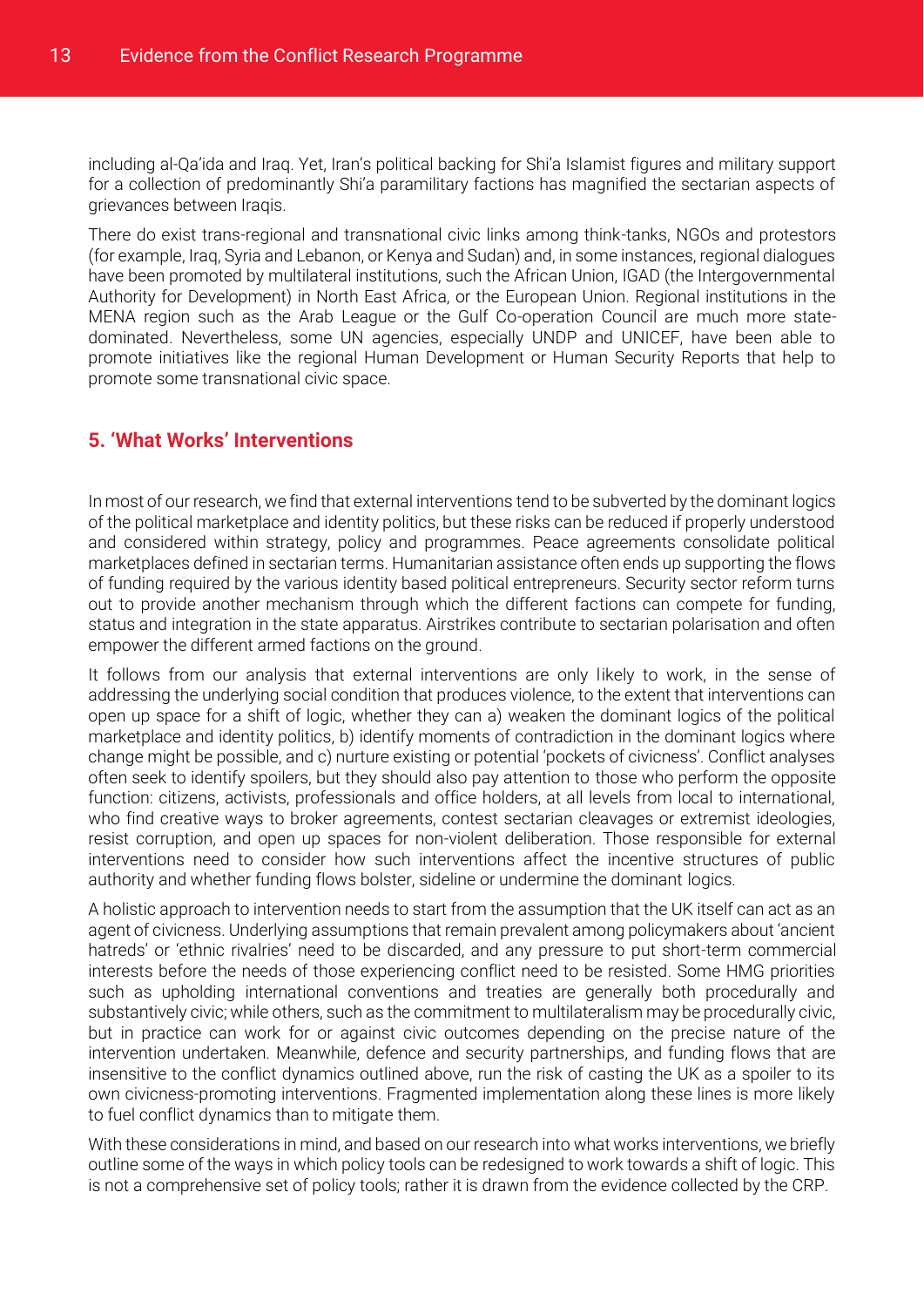including al-Qa'ida and Iraq. Yet, Iran's political backing for Shi'a Islamist figures and military support for a collection of predominantly Shi'a paramilitary factions has magnified the sectarian aspects of grievances between Iraqis.

There do exist trans-regional and transnational civic links among think-tanks, NGOs and protestors (for example, Iraq, Syria and Lebanon, or Kenya and Sudan) and, in some instances, regional dialogues have been promoted by multilateral institutions, such the African Union, IGAD (the Intergovernmental Authority for Development) in North East Africa, or the European Union. Regional institutions in the MENA region such as the Arab League or the Gulf Co-operation Council are much more state-dominated. Nevertheless, some UN agencies, especially UNDP and UNICEF, have been able to promote initiatives like the regional Human Development or Human Security Reports that help to promote some transnational civic space.

## 5. 'What Works' Interventions

In most of our research, we find that external interventions tend to be subverted by the dominant logics of the political marketplace and identity politics, but these risks can be reduced if properly understood and considered within strategy, policy and programmes. Peace agreements consolidate political marketplaces defined in sectarian terms. Humanitarian assistance often ends up supporting the flows of funding required by the various identity based political entrepreneurs. Security sector reform turns out to provide another mechanism through which the different factions can compete for funding, status and integration in the state apparatus. Airstrikes contribute to sectarian polarisation and often empower the different armed factions on the ground.

It follows from our analysis that external interventions are only likely to work, in the sense of addressing the underlying social condition that produces violence, to the extent that interventions can open up space for a shift of logic, whether they can a) weaken the dominant logics of the political marketplace and identity politics, b) identify moments of contradiction in the dominant logics where change might be possible, and c) nurture existing or potential 'pockets of civicness'. Conflict analyses often seek to identify spoilers, but they should also pay attention to those who perform the opposite function: citizens, activists, professionals and office holders, at all levels from local to international, who find creative ways to broker agreements, contest sectarian cleavages or extremist ideologies, resist corruption, and open up spaces for non-violent deliberation. Those responsible for external interventions need to consider how such interventions affect the incentive structures of public authority and whether funding flows bolster, sideline or undermine the dominant logics.

A holistic approach to intervention needs to start from the assumption that the UK itself can act as an agent of civicness. Underlying assumptions that remain prevalent among policymakers about 'ancient hatreds' or 'ethnic rivalries' need to be discarded, and any pressure to put short-term commercial interests before the needs of those experiencing conflict need to be resisted. Some HMG priorities such as upholding international conventions and treaties are generally both procedurally and substantively civic; while others, such as the commitment to multilateralism may be procedurally civic, but in practice can work for or against civic outcomes depending on the precise nature of the intervention undertaken. Meanwhile, defence and security partnerships, and funding flows that are insensitive to the conflict dynamics outlined above, run the risk of casting the UK as a spoiler to its own civicness-promoting interventions. Fragmented implementation along these lines is more likely to fuel conflict dynamics than to mitigate them.

With these considerations in mind, and based on our research into what works interventions, we briefly outline some of the ways in which policy tools can be redesigned to work towards a shift of logic. This is not a comprehensive set of policy tools; rather it is drawn from the evidence collected by the CRP.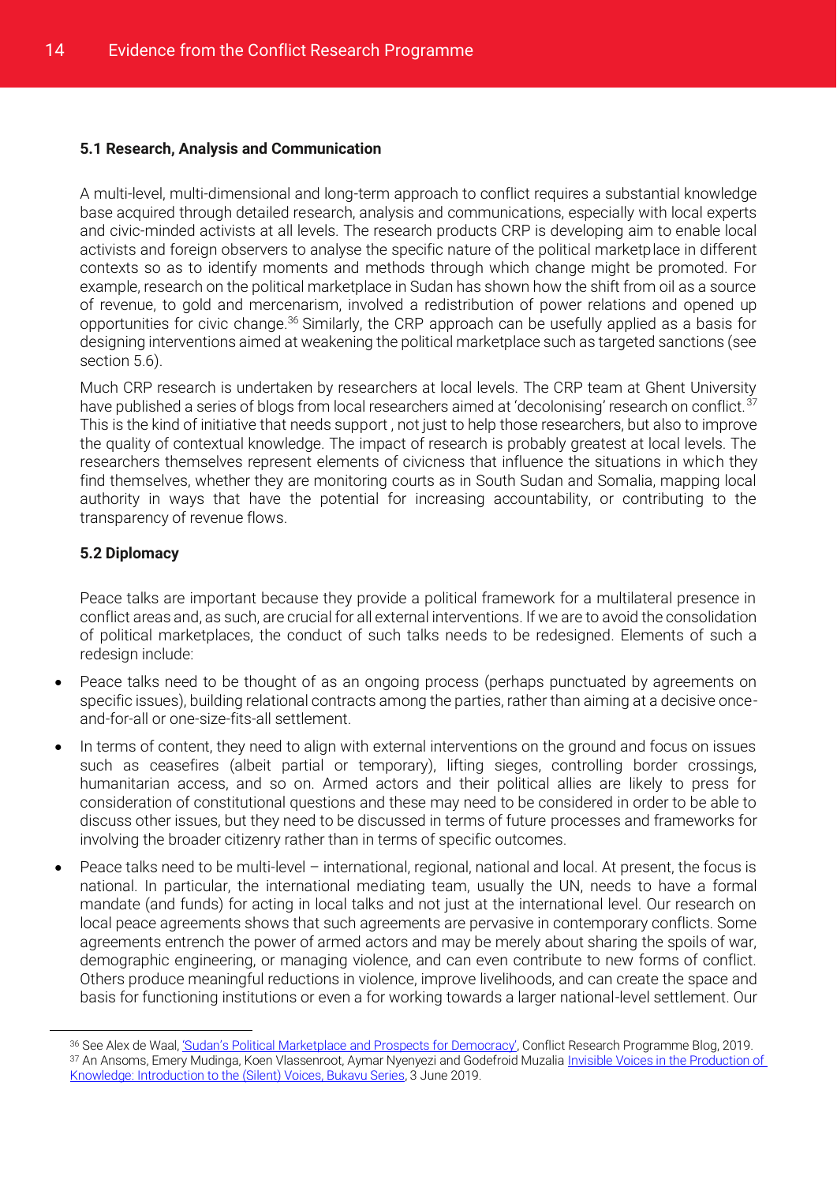### 5.1 Research, Analysis and Communication

A multi-level, multi-dimensional and long-term approach to conflict requires a substantial knowledge base acquired through detailed research, analysis and communications, especially with local experts and civic-minded activists at all levels. The research products CRP is developing aim to enable local activists and foreign observers to analyse the specific nature of the political marketplace in different contexts so as to identify moments and methods through which change might be promoted. For example, research on the political marketplace in Sudan has shown how the shift from oil as a source of revenue, to gold and mercenarism, involved a redistribution of power relations and opened up opportunities for civic change.[36] Similarly, the CRP approach can be usefully applied as a basis for designing interventions aimed at weakening the political marketplace such as targeted sanctions (see section 5.6).

Much CRP research is undertaken by researchers at local levels. The CRP team at Ghent University have published a series of blogs from local researchers aimed at 'decolonising' research on conflict.[37] This is the kind of initiative that needs support , not just to help those researchers, but also to improve the quality of contextual knowledge. The impact of research is probably greatest at local levels. The researchers themselves represent elements of civicness that influence the situations in which they find themselves, whether they are monitoring courts as in South Sudan and Somalia, mapping local authority in ways that have the potential for increasing accountability, or contributing to the transparency of revenue flows.

### 5.2 Diplomacy

Peace talks are important because they provide a political framework for a multilateral presence in conflict areas and, as such, are crucial for all external interventions. If we are to avoid the consolidation of political marketplaces, the conduct of such talks needs to be redesigned. Elements of such a redesign include:

- Peace talks need to be thought of as an ongoing process (perhaps punctuated by agreements on specific issues), building relational contracts among the parties, rather than aiming at a decisive once-and-for-all or one-size-fits-all settlement.
- In terms of content, they need to align with external interventions on the ground and focus on issues such as ceasefires (albeit partial or temporary), lifting sieges, controlling border crossings, humanitarian access, and so on. Armed actors and their political allies are likely to press for consideration of constitutional questions and these may need to be considered in order to be able to discuss other issues, but they need to be discussed in terms of future processes and frameworks for involving the broader citizenry rather than in terms of specific outcomes.
- Peace talks need to be multi-level – international, regional, national and local. At present, the focus is national. In particular, the international mediating team, usually the UN, needs to have a formal mandate (and funds) for acting in local talks and not just at the international level. Our research on local peace agreements shows that such agreements are pervasive in contemporary conflicts. Some agreements entrench the power of armed actors and may be merely about sharing the spoils of war, demographic engineering, or managing violence, and can even contribute to new forms of conflict. Others produce meaningful reductions in violence, improve livelihoods, and can create the space and basis for functioning institutions or even a for working towards a larger national-level settlement. Our

---

[36] See Alex de Waal, 'Sudan's Political Marketplace and Prospects for Democracy', Conflict Research Programme Blog, 2019.

[37] An Ansoms, Emery Mudinga, Koen Vlassenroot, Aymar Nyenyezi and Godefroid Muzalia Invisible Voices in the Production of Knowledge: Introduction to the (Silent) Voices, Bukavu Series, 3 June 2019.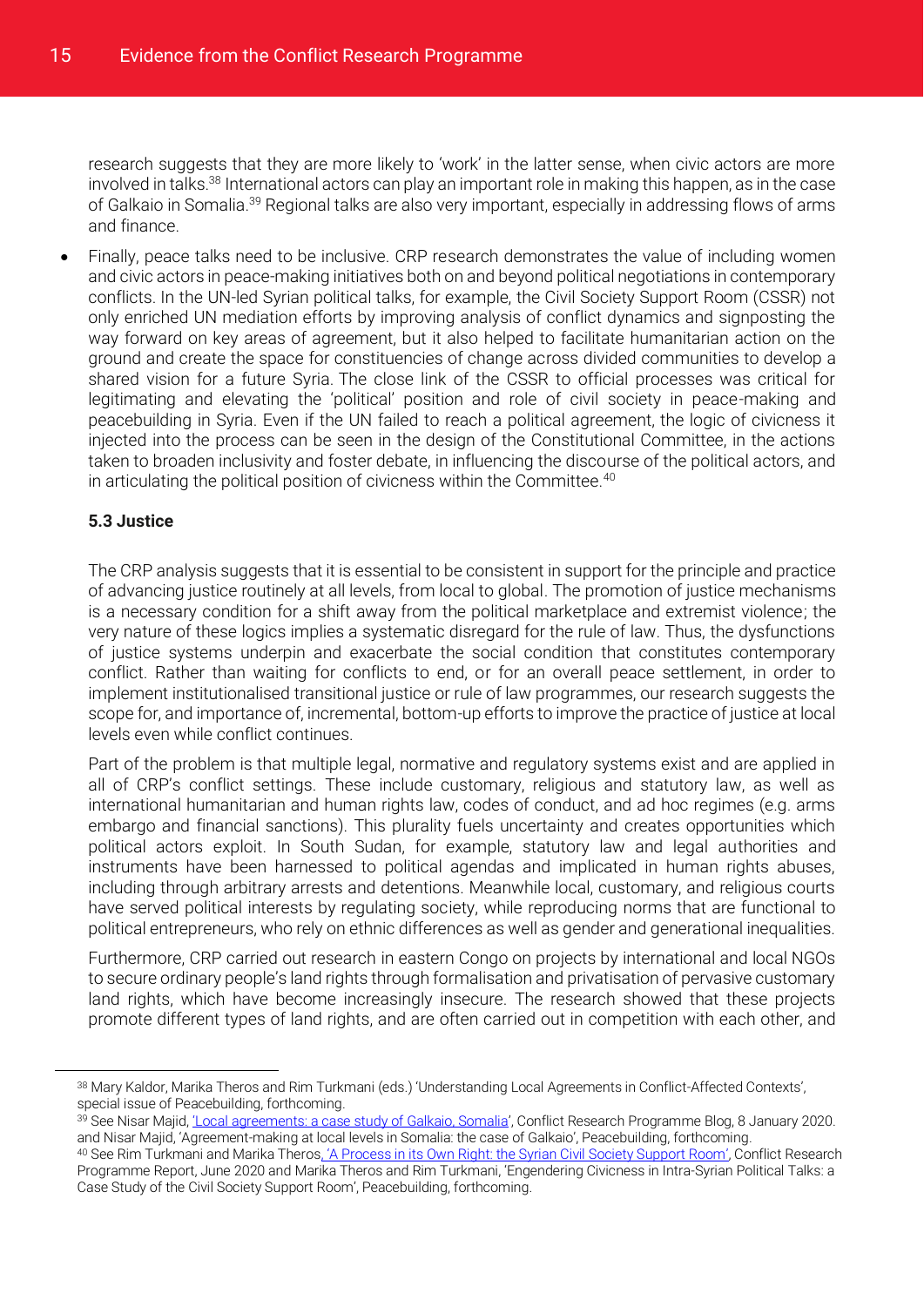research suggests that they are more likely to 'work' in the latter sense, when civic actors are more involved in talks.[38] International actors can play an important role in making this happen, as in the case of Galkaio in Somalia.[39] Regional talks are also very important, especially in addressing flows of arms and finance.

- Finally, peace talks need to be inclusive. CRP research demonstrates the value of including women and civic actors in peace-making initiatives both on and beyond political negotiations in contemporary conflicts. In the UN-led Syrian political talks, for example, the Civil Society Support Room (CSSR) not only enriched UN mediation efforts by improving analysis of conflict dynamics and signposting the way forward on key areas of agreement, but it also helped to facilitate humanitarian action on the ground and create the space for constituencies of change across divided communities to develop a shared vision for a future Syria. The close link of the CSSR to official processes was critical for legitimating and elevating the 'political' position and role of civil society in peace-making and peacebuilding in Syria. Even if the UN failed to reach a political agreement, the logic of civicness it injected into the process can be seen in the design of the Constitutional Committee, in the actions taken to broaden inclusivity and foster debate, in influencing the discourse of the political actors, and in articulating the political position of civicness within the Committee.[40]

### 5.3 Justice

The CRP analysis suggests that it is essential to be consistent in support for the principle and practice of advancing justice routinely at all levels, from local to global. The promotion of justice mechanisms is a necessary condition for a shift away from the political marketplace and extremist violence; the very nature of these logics implies a systematic disregard for the rule of law. Thus, the dysfunctions of justice systems underpin and exacerbate the social condition that constitutes contemporary conflict. Rather than waiting for conflicts to end, or for an overall peace settlement, in order to implement institutionalised transitional justice or rule of law programmes, our research suggests the scope for, and importance of, incremental, bottom-up efforts to improve the practice of justice at local levels even while conflict continues.

Part of the problem is that multiple legal, normative and regulatory systems exist and are applied in all of CRP's conflict settings. These include customary, religious and statutory law, as well as international humanitarian and human rights law, codes of conduct, and ad hoc regimes (e.g. arms embargo and financial sanctions). This plurality fuels uncertainty and creates opportunities which political actors exploit. In South Sudan, for example, statutory law and legal authorities and instruments have been harnessed to political agendas and implicated in human rights abuses, including through arbitrary arrests and detentions. Meanwhile local, customary, and religious courts have served political interests by regulating society, while reproducing norms that are functional to political entrepreneurs, who rely on ethnic differences as well as gender and generational inequalities.

Furthermore, CRP carried out research in eastern Congo on projects by international and local NGOs to secure ordinary people's land rights through formalisation and privatisation of pervasive customary land rights, which have become increasingly insecure. The research showed that these projects promote different types of land rights, and are often carried out in competition with each other, and

---

[38] Mary Kaldor, Marika Theros and Rim Turkmani (eds.) 'Understanding Local Agreements in Conflict-Affected Contexts', special issue of Peacebuilding, forthcoming.

[39] See Nisar Majid, 'Local agreements: a case study of Galkaio, Somalia', Conflict Research Programme Blog, 8 January 2020. and Nisar Majid, 'Agreement-making at local levels in Somalia: the case of Galkaio', Peacebuilding, forthcoming.

[40] See Rim Turkmani and Marika Theros, 'A Process in its Own Right: the Syrian Civil Society Support Room', Conflict Research Programme Report, June 2020 and Marika Theros and Rim Turkmani, 'Engendering Civicness in Intra-Syrian Political Talks: a Case Study of the Civil Society Support Room', Peacebuilding, forthcoming.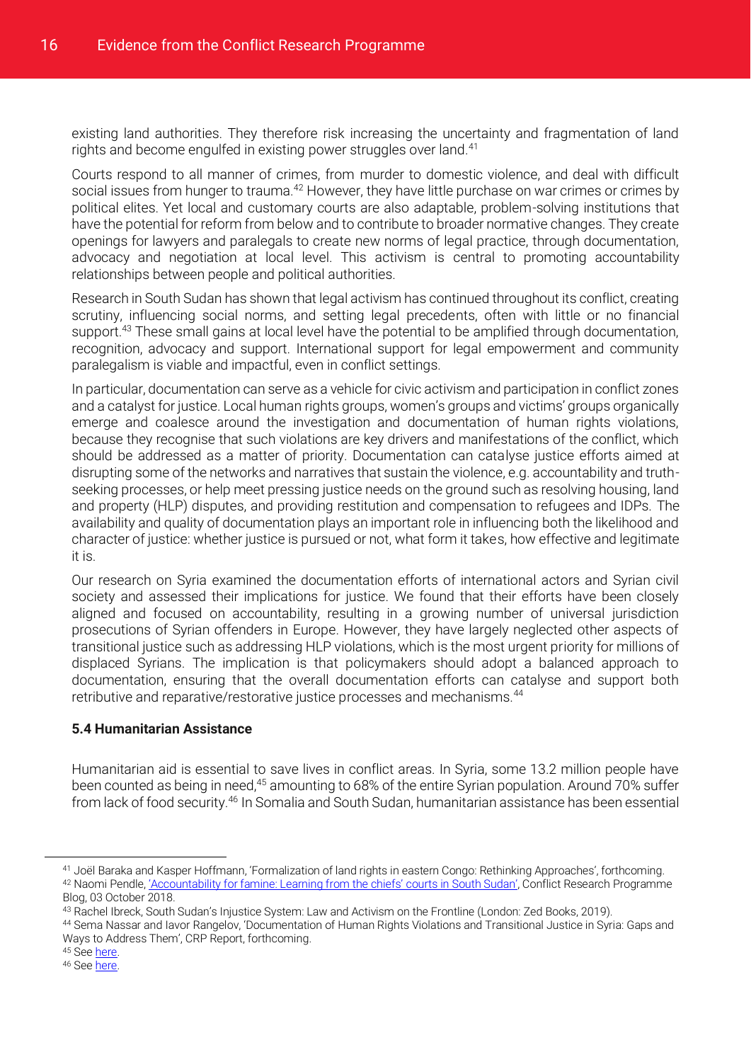existing land authorities. They therefore risk increasing the uncertainty and fragmentation of land rights and become engulfed in existing power struggles over land.[41]

Courts respond to all manner of crimes, from murder to domestic violence, and deal with difficult social issues from hunger to trauma.[42] However, they have little purchase on war crimes or crimes by political elites. Yet local and customary courts are also adaptable, problem-solving institutions that have the potential for reform from below and to contribute to broader normative changes. They create openings for lawyers and paralegals to create new norms of legal practice, through documentation, advocacy and negotiation at local level. This activism is central to promoting accountability relationships between people and political authorities.

Research in South Sudan has shown that legal activism has continued throughout its conflict, creating scrutiny, influencing social norms, and setting legal precedents, often with little or no financial support.[43] These small gains at local level have the potential to be amplified through documentation, recognition, advocacy and support. International support for legal empowerment and community paralegalism is viable and impactful, even in conflict settings.

In particular, documentation can serve as a vehicle for civic activism and participation in conflict zones and a catalyst for justice. Local human rights groups, women's groups and victims' groups organically emerge and coalesce around the investigation and documentation of human rights violations, because they recognise that such violations are key drivers and manifestations of the conflict, which should be addressed as a matter of priority. Documentation can catalyse justice efforts aimed at disrupting some of the networks and narratives that sustain the violence, e.g. accountability and truth-seeking processes, or help meet pressing justice needs on the ground such as resolving housing, land and property (HLP) disputes, and providing restitution and compensation to refugees and IDPs. The availability and quality of documentation plays an important role in influencing both the likelihood and character of justice: whether justice is pursued or not, what form it takes, how effective and legitimate it is.

Our research on Syria examined the documentation efforts of international actors and Syrian civil society and assessed their implications for justice. We found that their efforts have been closely aligned and focused on accountability, resulting in a growing number of universal jurisdiction prosecutions of Syrian offenders in Europe. However, they have largely neglected other aspects of transitional justice such as addressing HLP violations, which is the most urgent priority for millions of displaced Syrians. The implication is that policymakers should adopt a balanced approach to documentation, ensuring that the overall documentation efforts can catalyse and support both retributive and reparative/restorative justice processes and mechanisms.[44]

### 5.4 Humanitarian Assistance

Humanitarian aid is essential to save lives in conflict areas. In Syria, some 13.2 million people have been counted as being in need,[45] amounting to 68% of the entire Syrian population. Around 70% suffer from lack of food security.[46] In Somalia and South Sudan, humanitarian assistance has been essential

---

[41] Joël Baraka and Kasper Hoffmann, 'Formalization of land rights in eastern Congo: Rethinking Approaches', forthcoming.

[42] Naomi Pendle, 'Accountability for famine: Learning from the chiefs' courts in South Sudan', Conflict Research Programme Blog, 03 October 2018.

[43] Rachel Ibreck, South Sudan's Injustice System: Law and Activism on the Frontline (London: Zed Books, 2019).

[44] Sema Nassar and Iavor Rangelov, 'Documentation of Human Rights Violations and Transitional Justice in Syria: Gaps and Ways to Address Them', CRP Report, forthcoming.

[45] See here.

[46] See here.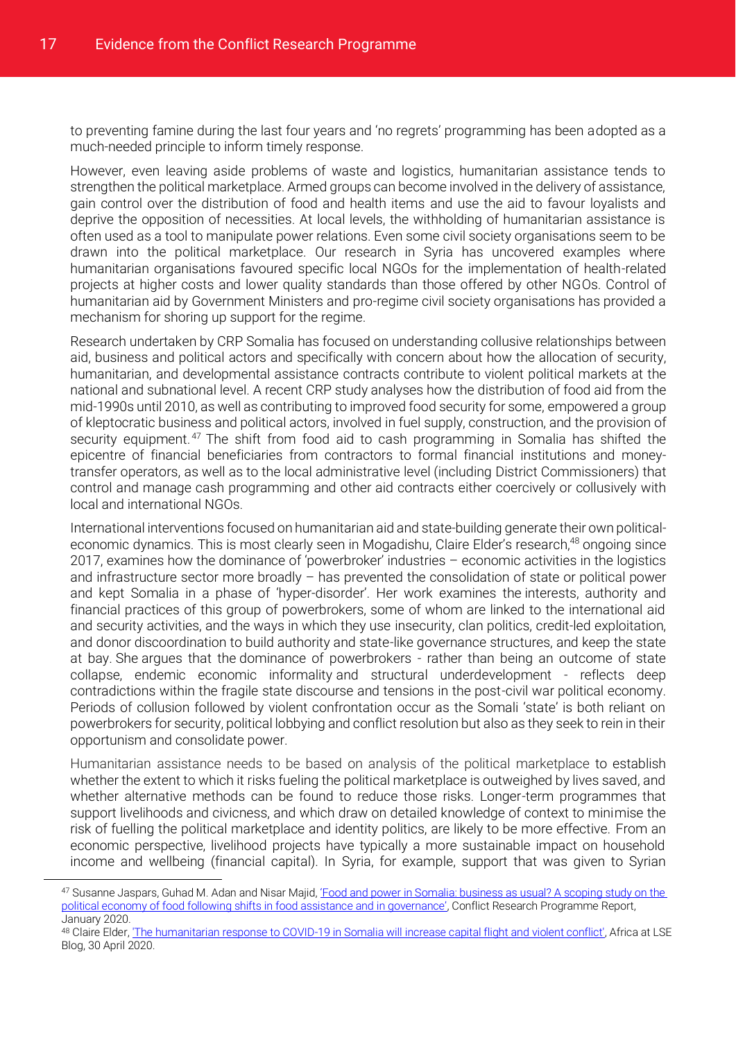to preventing famine during the last four years and 'no regrets' programming has been adopted as a much-needed principle to inform timely response.

However, even leaving aside problems of waste and logistics, humanitarian assistance tends to strengthen the political marketplace. Armed groups can become involved in the delivery of assistance, gain control over the distribution of food and health items and use the aid to favour loyalists and deprive the opposition of necessities. At local levels, the withholding of humanitarian assistance is often used as a tool to manipulate power relations. Even some civil society organisations seem to be drawn into the political marketplace. Our research in Syria has uncovered examples where humanitarian organisations favoured specific local NGOs for the implementation of health-related projects at higher costs and lower quality standards than those offered by other NGOs. Control of humanitarian aid by Government Ministers and pro-regime civil society organisations has provided a mechanism for shoring up support for the regime.

Research undertaken by CRP Somalia has focused on understanding collusive relationships between aid, business and political actors and specifically with concern about how the allocation of security, humanitarian, and developmental assistance contracts contribute to violent political markets at the national and subnational level. A recent CRP study analyses how the distribution of food aid from the mid-1990s until 2010, as well as contributing to improved food security for some, empowered a group of kleptocratic business and political actors, involved in fuel supply, construction, and the provision of security equipment.[47] The shift from food aid to cash programming in Somalia has shifted the epicentre of financial beneficiaries from contractors to formal financial institutions and money-transfer operators, as well as to the local administrative level (including District Commissioners) that control and manage cash programming and other aid contracts either coercively or collusively with local and international NGOs.

International interventions focused on humanitarian aid and state-building generate their own political-economic dynamics. This is most clearly seen in Mogadishu, Claire Elder's research,[48] ongoing since 2017, examines how the dominance of 'powerbroker' industries – economic activities in the logistics and infrastructure sector more broadly – has prevented the consolidation of state or political power and kept Somalia in a phase of 'hyper-disorder'. Her work examines the interests, authority and financial practices of this group of powerbrokers, some of whom are linked to the international aid and security activities, and the ways in which they use insecurity, clan politics, credit-led exploitation, and donor discoordination to build authority and state-like governance structures, and keep the state at bay. She argues that the dominance of powerbrokers - rather than being an outcome of state collapse, endemic economic informality and structural underdevelopment - reflects deep contradictions within the fragile state discourse and tensions in the post-civil war political economy. Periods of collusion followed by violent confrontation occur as the Somali 'state' is both reliant on powerbrokers for security, political lobbying and conflict resolution but also as they seek to rein in their opportunism and consolidate power.

Humanitarian assistance needs to be based on analysis of the political marketplace to establish whether the extent to which it risks fueling the political marketplace is outweighed by lives saved, and whether alternative methods can be found to reduce those risks. Longer-term programmes that support livelihoods and civicness, and which draw on detailed knowledge of context to minimise the risk of fuelling the political marketplace and identity politics, are likely to be more effective. From an economic perspective, livelihood projects have typically a more sustainable impact on household income and wellbeing (financial capital). In Syria, for example, support that was given to Syrian

---

[47] Susanne Jaspars, Guhad M. Adan and Nisar Majid, 'Food and power in Somalia: business as usual? A scoping study on the political economy of food following shifts in food assistance and in governance', Conflict Research Programme Report, January 2020.

[48] Claire Elder, 'The humanitarian response to COVID-19 in Somalia will increase capital flight and violent conflict', Africa at LSE Blog, 30 April 2020.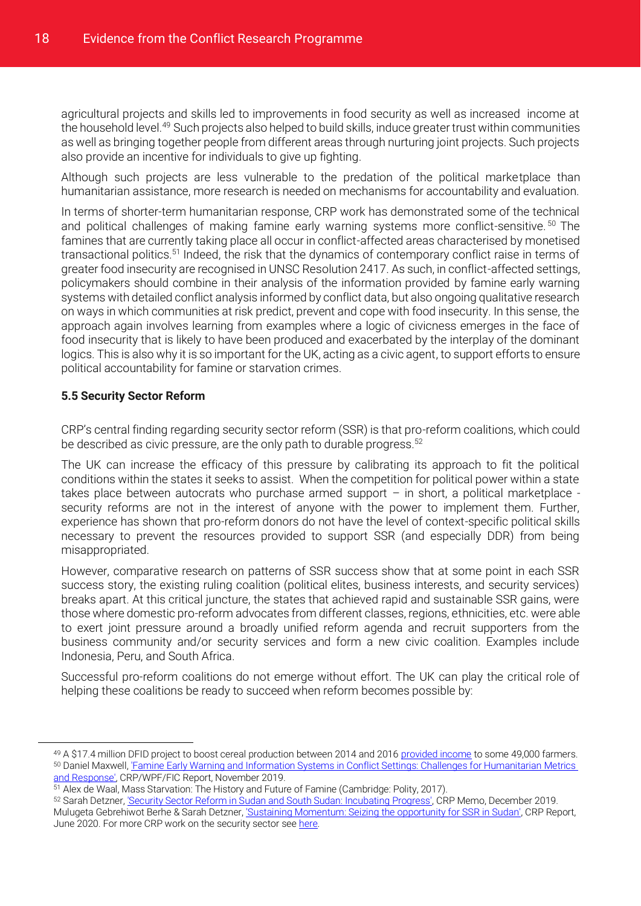agricultural projects and skills led to improvements in food security as well as increased income at the household level.[49] Such projects also helped to build skills, induce greater trust within communities as well as bringing together people from different areas through nurturing joint projects. Such projects also provide an incentive for individuals to give up fighting.

Although such projects are less vulnerable to the predation of the political marketplace than humanitarian assistance, more research is needed on mechanisms for accountability and evaluation.

In terms of shorter-term humanitarian response, CRP work has demonstrated some of the technical and political challenges of making famine early warning systems more conflict-sensitive.[50] The famines that are currently taking place all occur in conflict-affected areas characterised by monetised transactional politics.[51] Indeed, the risk that the dynamics of contemporary conflict raise in terms of greater food insecurity are recognised in UNSC Resolution 2417. As such, in conflict-affected settings, policymakers should combine in their analysis of the information provided by famine early warning systems with detailed conflict analysis informed by conflict data, but also ongoing qualitative research on ways in which communities at risk predict, prevent and cope with food insecurity. In this sense, the approach again involves learning from examples where a logic of civicness emerges in the face of food insecurity that is likely to have been produced and exacerbated by the interplay of the dominant logics. This is also why it is so important for the UK, acting as a civic agent, to support efforts to ensure political accountability for famine or starvation crimes.

### 5.5 Security Sector Reform

CRP's central finding regarding security sector reform (SSR) is that pro-reform coalitions, which could be described as civic pressure, are the only path to durable progress.[52]

The UK can increase the efficacy of this pressure by calibrating its approach to fit the political conditions within the states it seeks to assist. When the competition for political power within a state takes place between autocrats who purchase armed support – in short, a political marketplace - security reforms are not in the interest of anyone with the power to implement them. Further, experience has shown that pro-reform donors do not have the level of context-specific political skills necessary to prevent the resources provided to support SSR (and especially DDR) from being misappropriated.

However, comparative research on patterns of SSR success show that at some point in each SSR success story, the existing ruling coalition (political elites, business interests, and security services) breaks apart. At this critical juncture, the states that achieved rapid and sustainable SSR gains, were those where domestic pro-reform advocates from different classes, regions, ethnicities, etc. were able to exert joint pressure around a broadly unified reform agenda and recruit supporters from the business community and/or security services and form a new civic coalition. Examples include Indonesia, Peru, and South Africa.

Successful pro-reform coalitions do not emerge without effort. The UK can play the critical role of helping these coalitions be ready to succeed when reform becomes possible by:

---

[49] A $17.4 million DFID project to boost cereal production between 2014 and 2016 provided income to some 49,000 farmers.

[50] Daniel Maxwell, 'Famine Early Warning and Information Systems in Conflict Settings: Challenges for Humanitarian Metrics and Response', CRP/WPF/FIC Report, November 2019.

[51] Alex de Waal, Mass Starvation: The History and Future of Famine (Cambridge: Polity, 2017).

[52] Sarah Detzner, 'Security Sector Reform in Sudan and South Sudan: Incubating Progress', CRP Memo, December 2019. Mulugeta Gebrehiwot Berhe & Sarah Detzner, 'Sustaining Momentum: Seizing the opportunity for SSR in Sudan', CRP Report, June 2020. For more CRP work on the security sector see here.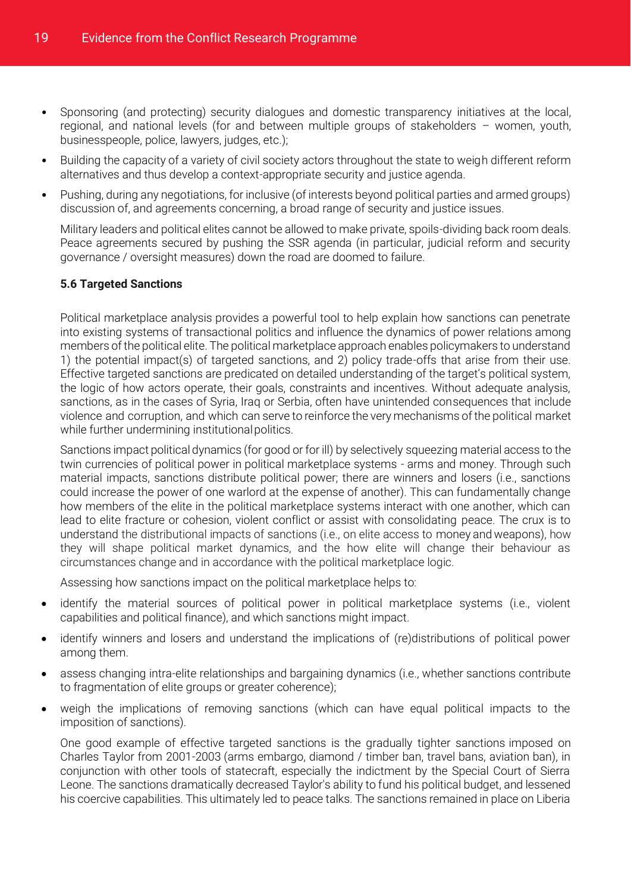- Sponsoring (and protecting) security dialogues and domestic transparency initiatives at the local, regional, and national levels (for and between multiple groups of stakeholders – women, youth, businesspeople, police, lawyers, judges, etc.);
- Building the capacity of a variety of civil society actors throughout the state to weigh different reform alternatives and thus develop a context-appropriate security and justice agenda.
- Pushing, during any negotiations, for inclusive (of interests beyond political parties and armed groups) discussion of, and agreements concerning, a broad range of security and justice issues.

Military leaders and political elites cannot be allowed to make private, spoils-dividing back room deals. Peace agreements secured by pushing the SSR agenda (in particular, judicial reform and security governance / oversight measures) down the road are doomed to failure.

**5.6 Targeted Sanctions**

Political marketplace analysis provides a powerful tool to help explain how sanctions can penetrate into existing systems of transactional politics and influence the dynamics of power relations among members of the political elite. The political marketplace approach enables policymakers to understand 1) the potential impact(s) of targeted sanctions, and 2) policy trade-offs that arise from their use. Effective targeted sanctions are predicated on detailed understanding of the target's political system, the logic of how actors operate, their goals, constraints and incentives. Without adequate analysis, sanctions, as in the cases of Syria, Iraq or Serbia, often have unintended consequences that include violence and corruption, and which can serve to reinforce the very mechanisms of the political market while further undermining institutional politics.

Sanctions impact political dynamics (for good or for ill) by selectively squeezing material access to the twin currencies of political power in political marketplace systems - arms and money. Through such material impacts, sanctions distribute political power; there are winners and losers (i.e., sanctions could increase the power of one warlord at the expense of another). This can fundamentally change how members of the elite in the political marketplace systems interact with one another, which can lead to elite fracture or cohesion, violent conflict or assist with consolidating peace. The crux is to understand the distributional impacts of sanctions (i.e., on elite access to money and weapons), how they will shape political market dynamics, and the how elite will change their behaviour as circumstances change and in accordance with the political marketplace logic.

Assessing how sanctions impact on the political marketplace helps to:

- identify the material sources of political power in political marketplace systems (i.e., violent capabilities and political finance), and which sanctions might impact.
- identify winners and losers and understand the implications of (re)distributions of political power among them.
- assess changing intra-elite relationships and bargaining dynamics (i.e., whether sanctions contribute to fragmentation of elite groups or greater coherence);
- weigh the implications of removing sanctions (which can have equal political impacts to the imposition of sanctions).

One good example of effective targeted sanctions is the gradually tighter sanctions imposed on Charles Taylor from 2001-2003 (arms embargo, diamond / timber ban, travel bans, aviation ban), in conjunction with other tools of statecraft, especially the indictment by the Special Court of Sierra Leone. The sanctions dramatically decreased Taylor's ability to fund his political budget, and lessened his coercive capabilities. This ultimately led to peace talks. The sanctions remained in place on Liberia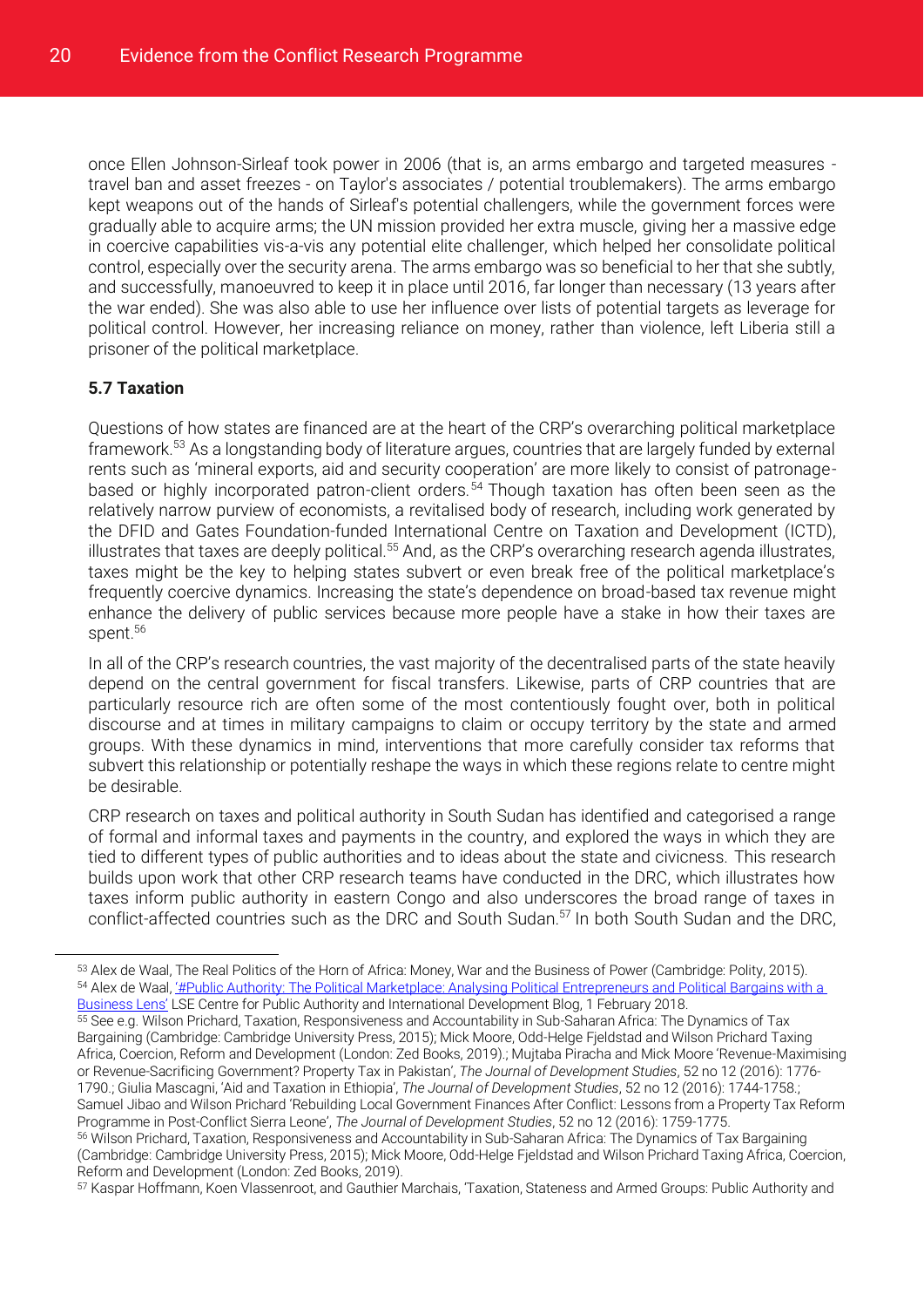once Ellen Johnson-Sirleaf took power in 2006 (that is, an arms embargo and targeted measures - travel ban and asset freezes - on Taylor's associates / potential troublemakers). The arms embargo kept weapons out of the hands of Sirleaf's potential challengers, while the government forces were gradually able to acquire arms; the UN mission provided her extra muscle, giving her a massive edge in coercive capabilities vis-a-vis any potential elite challenger, which helped her consolidate political control, especially over the security arena. The arms embargo was so beneficial to her that she subtly, and successfully, manoeuvred to keep it in place until 2016, far longer than necessary (13 years after the war ended). She was also able to use her influence over lists of potential targets as leverage for political control. However, her increasing reliance on money, rather than violence, left Liberia still a prisoner of the political marketplace.

### 5.7 Taxation

Questions of how states are financed are at the heart of the CRP's overarching political marketplace framework.[53] As a longstanding body of literature argues, countries that are largely funded by external rents such as 'mineral exports, aid and security cooperation' are more likely to consist of patronage-based or highly incorporated patron-client orders.[54] Though taxation has often been seen as the relatively narrow purview of economists, a revitalised body of research, including work generated by the DFID and Gates Foundation-funded International Centre on Taxation and Development (ICTD), illustrates that taxes are deeply political.[55] And, as the CRP's overarching research agenda illustrates, taxes might be the key to helping states subvert or even break free of the political marketplace's frequently coercive dynamics. Increasing the state's dependence on broad-based tax revenue might enhance the delivery of public services because more people have a stake in how their taxes are spent.[56]

In all of the CRP's research countries, the vast majority of the decentralised parts of the state heavily depend on the central government for fiscal transfers. Likewise, parts of CRP countries that are particularly resource rich are often some of the most contentiously fought over, both in political discourse and at times in military campaigns to claim or occupy territory by the state and armed groups. With these dynamics in mind, interventions that more carefully consider tax reforms that subvert this relationship or potentially reshape the ways in which these regions relate to centre might be desirable.

CRP research on taxes and political authority in South Sudan has identified and categorised a range of formal and informal taxes and payments in the country, and explored the ways in which they are tied to different types of public authorities and to ideas about the state and civicness. This research builds upon work that other CRP research teams have conducted in the DRC, which illustrates how taxes inform public authority in eastern Congo and also underscores the broad range of taxes in conflict-affected countries such as the DRC and South Sudan.[57] In both South Sudan and the DRC,

---

[53] Alex de Waal, The Real Politics of the Horn of Africa: Money, War and the Business of Power (Cambridge: Polity, 2015).

[54] Alex de Waal, '#Public Authority: The Political Marketplace: Analysing Political Entrepreneurs and Political Bargains with a Business Lens' LSE Centre for Public Authority and International Development Blog, 1 February 2018.

[55] See e.g. Wilson Prichard, Taxation, Responsiveness and Accountability in Sub-Saharan Africa: The Dynamics of Tax Bargaining (Cambridge: Cambridge University Press, 2015); Mick Moore, Odd-Helge Fjeldstad and Wilson Prichard Taxing Africa, Coercion, Reform and Development (London: Zed Books, 2019).; Mujtaba Piracha and Mick Moore 'Revenue-Maximising or Revenue-Sacrificing Government? Property Tax in Pakistan', *The Journal of Development Studies*, 52 no 12 (2016): 1776-1790.; Giulia Mascagni, 'Aid and Taxation in Ethiopia', *The Journal of Development Studies*, 52 no 12 (2016): 1744-1758.; Samuel Jibao and Wilson Prichard 'Rebuilding Local Government Finances After Conflict: Lessons from a Property Tax Reform Programme in Post-Conflict Sierra Leone', *The Journal of Development Studies*, 52 no 12 (2016): 1759-1775.

[56] Wilson Prichard, Taxation, Responsiveness and Accountability in Sub-Saharan Africa: The Dynamics of Tax Bargaining (Cambridge: Cambridge University Press, 2015); Mick Moore, Odd-Helge Fjeldstad and Wilson Prichard Taxing Africa, Coercion, Reform and Development (London: Zed Books, 2019).

[57] Kaspar Hoffmann, Koen Vlassenroot, and Gauthier Marchais, 'Taxation, Stateness and Armed Groups: Public Authority and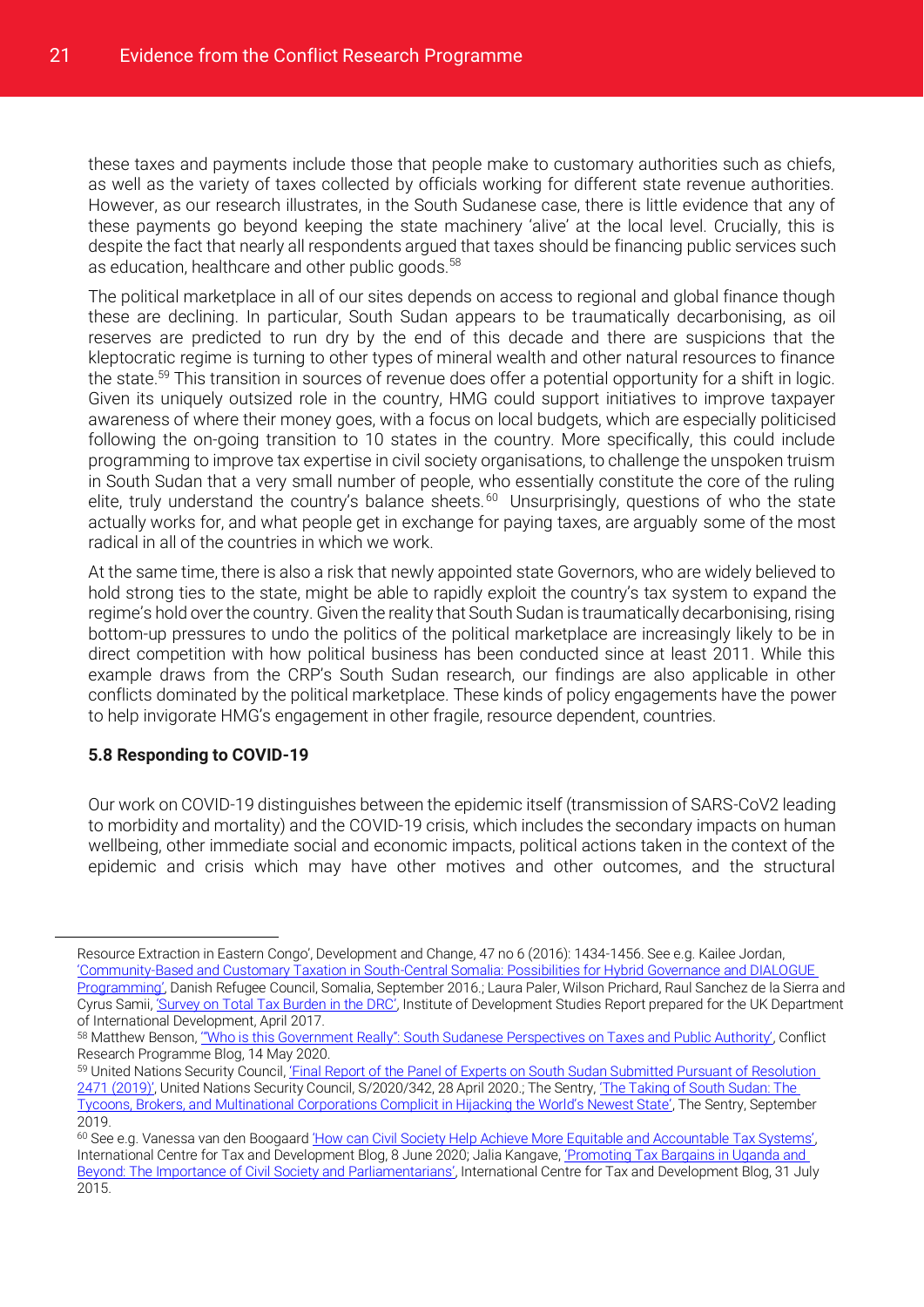these taxes and payments include those that people make to customary authorities such as chiefs, as well as the variety of taxes collected by officials working for different state revenue authorities. However, as our research illustrates, in the South Sudanese case, there is little evidence that any of these payments go beyond keeping the state machinery 'alive' at the local level. Crucially, this is despite the fact that nearly all respondents argued that taxes should be financing public services such as education, healthcare and other public goods.[58]

The political marketplace in all of our sites depends on access to regional and global finance though these are declining. In particular, South Sudan appears to be traumatically decarbonising, as oil reserves are predicted to run dry by the end of this decade and there are suspicions that the kleptocratic regime is turning to other types of mineral wealth and other natural resources to finance the state.[59] This transition in sources of revenue does offer a potential opportunity for a shift in logic. Given its uniquely outsized role in the country, HMG could support initiatives to improve taxpayer awareness of where their money goes, with a focus on local budgets, which are especially politicised following the on-going transition to 10 states in the country. More specifically, this could include programming to improve tax expertise in civil society organisations, to challenge the unspoken truism in South Sudan that a very small number of people, who essentially constitute the core of the ruling elite, truly understand the country's balance sheets.[60] Unsurprisingly, questions of who the state actually works for, and what people get in exchange for paying taxes, are arguably some of the most radical in all of the countries in which we work.

At the same time, there is also a risk that newly appointed state Governors, who are widely believed to hold strong ties to the state, might be able to rapidly exploit the country's tax system to expand the regime's hold over the country. Given the reality that South Sudan is traumatically decarbonising, rising bottom-up pressures to undo the politics of the political marketplace are increasingly likely to be in direct competition with how political business has been conducted since at least 2011. While this example draws from the CRP's South Sudan research, our findings are also applicable in other conflicts dominated by the political marketplace. These kinds of policy engagements have the power to help invigorate HMG's engagement in other fragile, resource dependent, countries.

### 5.8 Responding to COVID-19

Our work on COVID-19 distinguishes between the epidemic itself (transmission of SARS-CoV2 leading to morbidity and mortality) and the COVID-19 crisis, which includes the secondary impacts on human wellbeing, other immediate social and economic impacts, political actions taken in the context of the epidemic and crisis which may have other motives and other outcomes, and the structural

---

Resource Extraction in Eastern Congo', Development and Change, 47 no 6 (2016): 1434-1456. See e.g. Kailee Jordan, 'Community-Based and Customary Taxation in South-Central Somalia: Possibilities for Hybrid Governance and DIALOGUE Programming', Danish Refugee Council, Somalia, September 2016.; Laura Paler, Wilson Prichard, Raul Sanchez de la Sierra and Cyrus Samii, 'Survey on Total Tax Burden in the DRC', Institute of Development Studies Report prepared for the UK Department of International Development, April 2017.

[58] Matthew Benson, '"Who is this Government Really": South Sudanese Perspectives on Taxes and Public Authority', Conflict Research Programme Blog, 14 May 2020.

[59] United Nations Security Council, 'Final Report of the Panel of Experts on South Sudan Submitted Pursuant of Resolution 2471 (2019)', United Nations Security Council, S/2020/342, 28 April 2020.; The Sentry, 'The Taking of South Sudan: The Tycoons, Brokers, and Multinational Corporations Complicit in Hijacking the World's Newest State', The Sentry, September 2019.

[60] See e.g. Vanessa van den Boogaard 'How can Civil Society Help Achieve More Equitable and Accountable Tax Systems', International Centre for Tax and Development Blog, 8 June 2020; Jalia Kangave, 'Promoting Tax Bargains in Uganda and Beyond: The Importance of Civil Society and Parliamentarians', International Centre for Tax and Development Blog, 31 July 2015.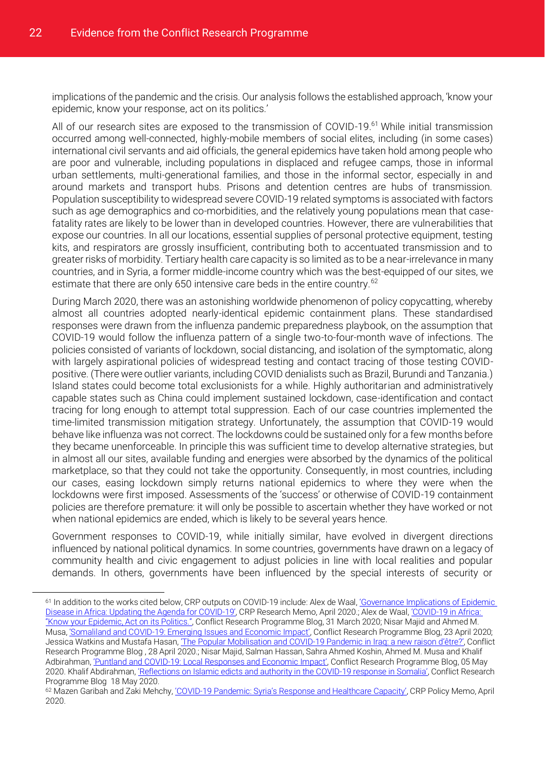implications of the pandemic and the crisis. Our analysis follows the established approach, 'know your epidemic, know your response, act on its politics.'

All of our research sites are exposed to the transmission of COVID-19.[61] While initial transmission occurred among well-connected, highly-mobile members of social elites, including (in some cases) international civil servants and aid officials, the general epidemics have taken hold among people who are poor and vulnerable, including populations in displaced and refugee camps, those in informal urban settlements, multi-generational families, and those in the informal sector, especially in and around markets and transport hubs. Prisons and detention centres are hubs of transmission. Population susceptibility to widespread severe COVID-19 related symptoms is associated with factors such as age demographics and co-morbidities, and the relatively young populations mean that case-fatality rates are likely to be lower than in developed countries. However, there are vulnerabilities that expose our countries. In all our locations, essential supplies of personal protective equipment, testing kits, and respirators are grossly insufficient, contributing both to accentuated transmission and to greater risks of morbidity. Tertiary health care capacity is so limited as to be a near-irrelevance in many countries, and in Syria, a former middle-income country which was the best-equipped of our sites, we estimate that there are only 650 intensive care beds in the entire country.[62]

During March 2020, there was an astonishing worldwide phenomenon of policy copycatting, whereby almost all countries adopted nearly-identical epidemic containment plans. These standardised responses were drawn from the influenza pandemic preparedness playbook, on the assumption that COVID-19 would follow the influenza pattern of a single two-to-four-month wave of infections. The policies consisted of variants of lockdown, social distancing, and isolation of the symptomatic, along with largely aspirational policies of widespread testing and contact tracing of those testing COVID-positive. (There were outlier variants, including COVID denialists such as Brazil, Burundi and Tanzania.) Island states could become total exclusionists for a while. Highly authoritarian and administratively capable states such as China could implement sustained lockdown, case-identification and contact tracing for long enough to attempt total suppression. Each of our case countries implemented the time-limited transmission mitigation strategy. Unfortunately, the assumption that COVID-19 would behave like influenza was not correct. The lockdowns could be sustained only for a few months before they became unenforceable. In principle this was sufficient time to develop alternative strategies, but in almost all our sites, available funding and energies were absorbed by the dynamics of the political marketplace, so that they could not take the opportunity. Consequently, in most countries, including our cases, easing lockdown simply returns national epidemics to where they were when the lockdowns were first imposed. Assessments of the 'success' or otherwise of COVID-19 containment policies are therefore premature: it will only be possible to ascertain whether they have worked or not when national epidemics are ended, which is likely to be several years hence.

Government responses to COVID-19, while initially similar, have evolved in divergent directions influenced by national political dynamics. In some countries, governments have drawn on a legacy of community health and civic engagement to adjust policies in line with local realities and popular demands. In others, governments have been influenced by the special interests of security or

---

[61] In addition to the works cited below, CRP outputs on COVID-19 include: Alex de Waal, 'Governance Implications of Epidemic Disease in Africa: Updating the Agenda for COVID-19', CRP Research Memo, April 2020.; Alex de Waal, 'COVID-19 in Africa: "Know your Epidemic, Act on its Politics."', Conflict Research Programme Blog, 31 March 2020; Nisar Majid and Ahmed M. Musa, 'Somaliland and COVID-19: Emerging Issues and Economic Impact', Conflict Research Programme Blog, 23 April 2020; Jessica Watkins and Mustafa Hasan, 'The Popular Mobilisation and COVID-19 Pandemic in Iraq: a new raison d'être?', Conflict Research Programme Blog , 28 April 2020.; Nisar Majid, Salman Hassan, Sahra Ahmed Koshin, Ahmed M. Musa and Khalif Adbirahman, 'Puntland and COVID-19: Local Responses and Economic Impact', Conflict Research Programme Blog, 05 May 2020. Khalif Abdirahman, 'Reflections on Islamic edicts and authority in the COVID-19 response in Somalia', Conflict Research Programme Blog 18 May 2020.

[62] Mazen Garibah and Zaki Mehchy, 'COVID-19 Pandemic: Syria's Response and Healthcare Capacity', CRP Policy Memo, April 2020.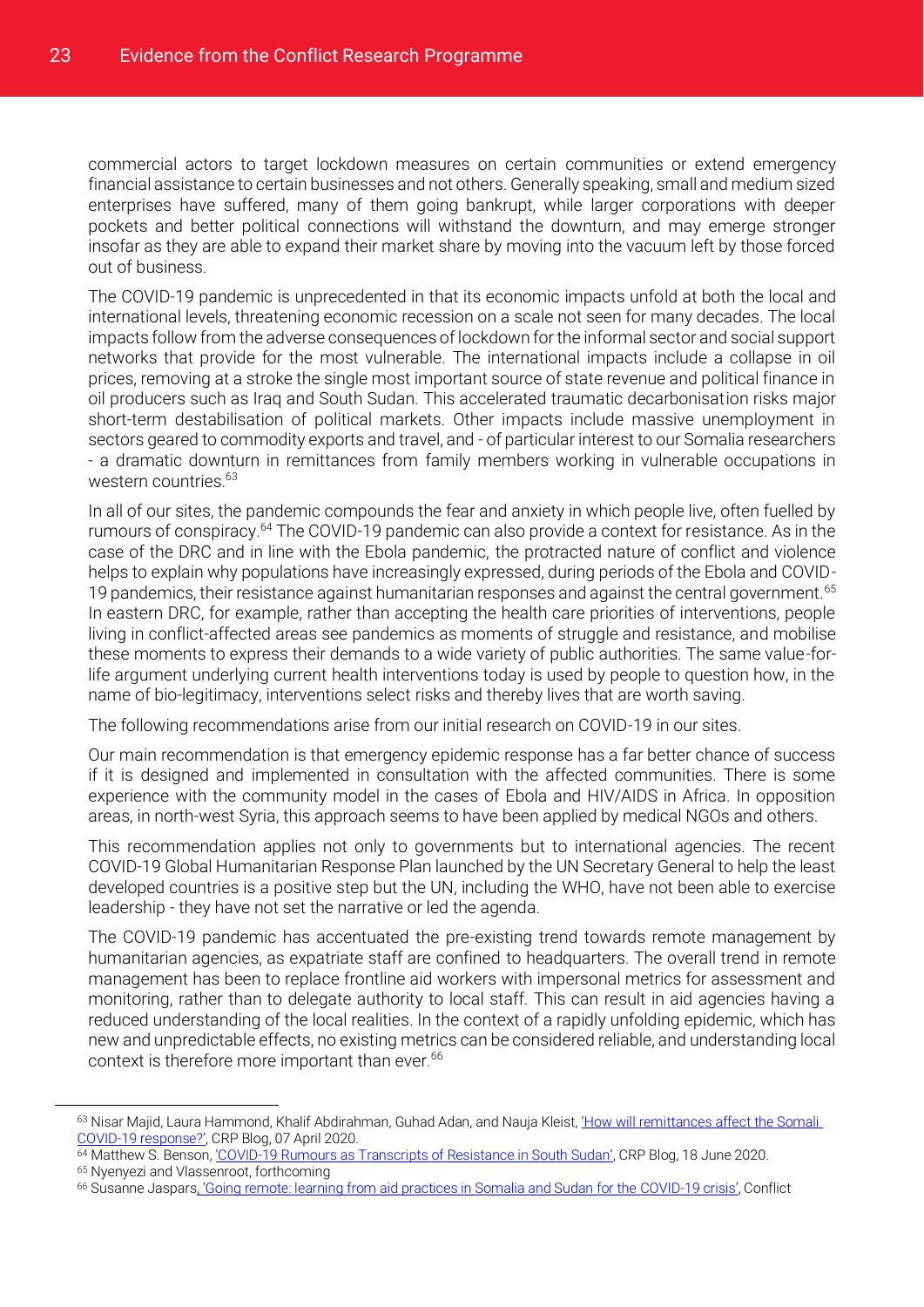commercial actors to target lockdown measures on certain communities or extend emergency financial assistance to certain businesses and not others. Generally speaking, small and medium sized enterprises have suffered, many of them going bankrupt, while larger corporations with deeper pockets and better political connections will withstand the downturn, and may emerge stronger insofar as they are able to expand their market share by moving into the vacuum left by those forced out of business.

The COVID-19 pandemic is unprecedented in that its economic impacts unfold at both the local and international levels, threatening economic recession on a scale not seen for many decades. The local impacts follow from the adverse consequences of lockdown for the informal sector and social support networks that provide for the most vulnerable. The international impacts include a collapse in oil prices, removing at a stroke the single most important source of state revenue and political finance in oil producers such as Iraq and South Sudan. This accelerated traumatic decarbonisation risks major short-term destabilisation of political markets. Other impacts include massive unemployment in sectors geared to commodity exports and travel, and - of particular interest to our Somalia researchers - a dramatic downturn in remittances from family members working in vulnerable occupations in western countries.[63]

In all of our sites, the pandemic compounds the fear and anxiety in which people live, often fuelled by rumours of conspiracy.[64] The COVID-19 pandemic can also provide a context for resistance. As in the case of the DRC and in line with the Ebola pandemic, the protracted nature of conflict and violence helps to explain why populations have increasingly expressed, during periods of the Ebola and COVID-19 pandemics, their resistance against humanitarian responses and against the central government.[65] In eastern DRC, for example, rather than accepting the health care priorities of interventions, people living in conflict-affected areas see pandemics as moments of struggle and resistance, and mobilise these moments to express their demands to a wide variety of public authorities. The same value-for-life argument underlying current health interventions today is used by people to question how, in the name of bio-legitimacy, interventions select risks and thereby lives that are worth saving.

The following recommendations arise from our initial research on COVID-19 in our sites.

Our main recommendation is that emergency epidemic response has a far better chance of success if it is designed and implemented in consultation with the affected communities. There is some experience with the community model in the cases of Ebola and HIV/AIDS in Africa. In opposition areas, in north-west Syria, this approach seems to have been applied by medical NGOs and others.

This recommendation applies not only to governments but to international agencies. The recent COVID-19 Global Humanitarian Response Plan launched by the UN Secretary General to help the least developed countries is a positive step but the UN, including the WHO, have not been able to exercise leadership - they have not set the narrative or led the agenda.

The COVID-19 pandemic has accentuated the pre-existing trend towards remote management by humanitarian agencies, as expatriate staff are confined to headquarters. The overall trend in remote management has been to replace frontline aid workers with impersonal metrics for assessment and monitoring, rather than to delegate authority to local staff. This can result in aid agencies having a reduced understanding of the local realities. In the context of a rapidly unfolding epidemic, which has new and unpredictable effects, no existing metrics can be considered reliable, and understanding local context is therefore more important than ever.[66]

---

[63] Nisar Majid, Laura Hammond, Khalif Abdirahman, Guhad Adan, and Nauja Kleist, 'How will remittances affect the Somali COVID-19 response?', CRP Blog, 07 April 2020.

[64] Matthew S. Benson, 'COVID-19 Rumours as Transcripts of Resistance in South Sudan', CRP Blog, 18 June 2020.

[65] Nyenyezi and Vlassenroot, forthcoming

[66] Susanne Jaspars, 'Going remote: learning from aid practices in Somalia and Sudan for the COVID-19 crisis', Conflict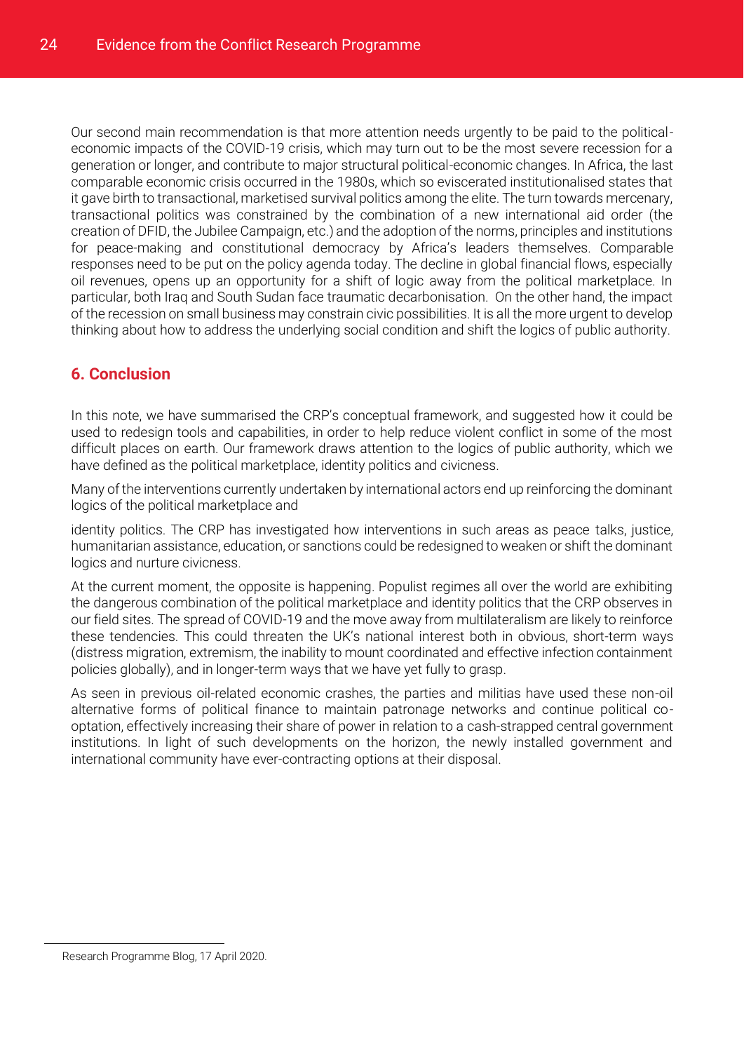Our second main recommendation is that more attention needs urgently to be paid to the political-economic impacts of the COVID-19 crisis, which may turn out to be the most severe recession for a generation or longer, and contribute to major structural political-economic changes. In Africa, the last comparable economic crisis occurred in the 1980s, which so eviscerated institutionalised states that it gave birth to transactional, marketised survival politics among the elite. The turn towards mercenary, transactional politics was constrained by the combination of a new international aid order (the creation of DFID, the Jubilee Campaign, etc.) and the adoption of the norms, principles and institutions for peace-making and constitutional democracy by Africa's leaders themselves. Comparable responses need to be put on the policy agenda today. The decline in global financial flows, especially oil revenues, opens up an opportunity for a shift of logic away from the political marketplace. In particular, both Iraq and South Sudan face traumatic decarbonisation. On the other hand, the impact of the recession on small business may constrain civic possibilities. It is all the more urgent to develop thinking about how to address the underlying social condition and shift the logics of public authority.

## 6. Conclusion

In this note, we have summarised the CRP's conceptual framework, and suggested how it could be used to redesign tools and capabilities, in order to help reduce violent conflict in some of the most difficult places on earth. Our framework draws attention to the logics of public authority, which we have defined as the political marketplace, identity politics and civicness.

Many of the interventions currently undertaken by international actors end up reinforcing the dominant logics of the political marketplace and

identity politics. The CRP has investigated how interventions in such areas as peace talks, justice, humanitarian assistance, education, or sanctions could be redesigned to weaken or shift the dominant logics and nurture civicness.

At the current moment, the opposite is happening. Populist regimes all over the world are exhibiting the dangerous combination of the political marketplace and identity politics that the CRP observes in our field sites. The spread of COVID-19 and the move away from multilateralism are likely to reinforce these tendencies. This could threaten the UK's national interest both in obvious, short-term ways (distress migration, extremism, the inability to mount coordinated and effective infection containment policies globally), and in longer-term ways that we have yet fully to grasp.

As seen in previous oil-related economic crashes, the parties and militias have used these non-oil alternative forms of political finance to maintain patronage networks and continue political co-optation, effectively increasing their share of power in relation to a cash-strapped central government institutions. In light of such developments on the horizon, the newly installed government and international community have ever-contracting options at their disposal.

Research Programme Blog, 17 April 2020.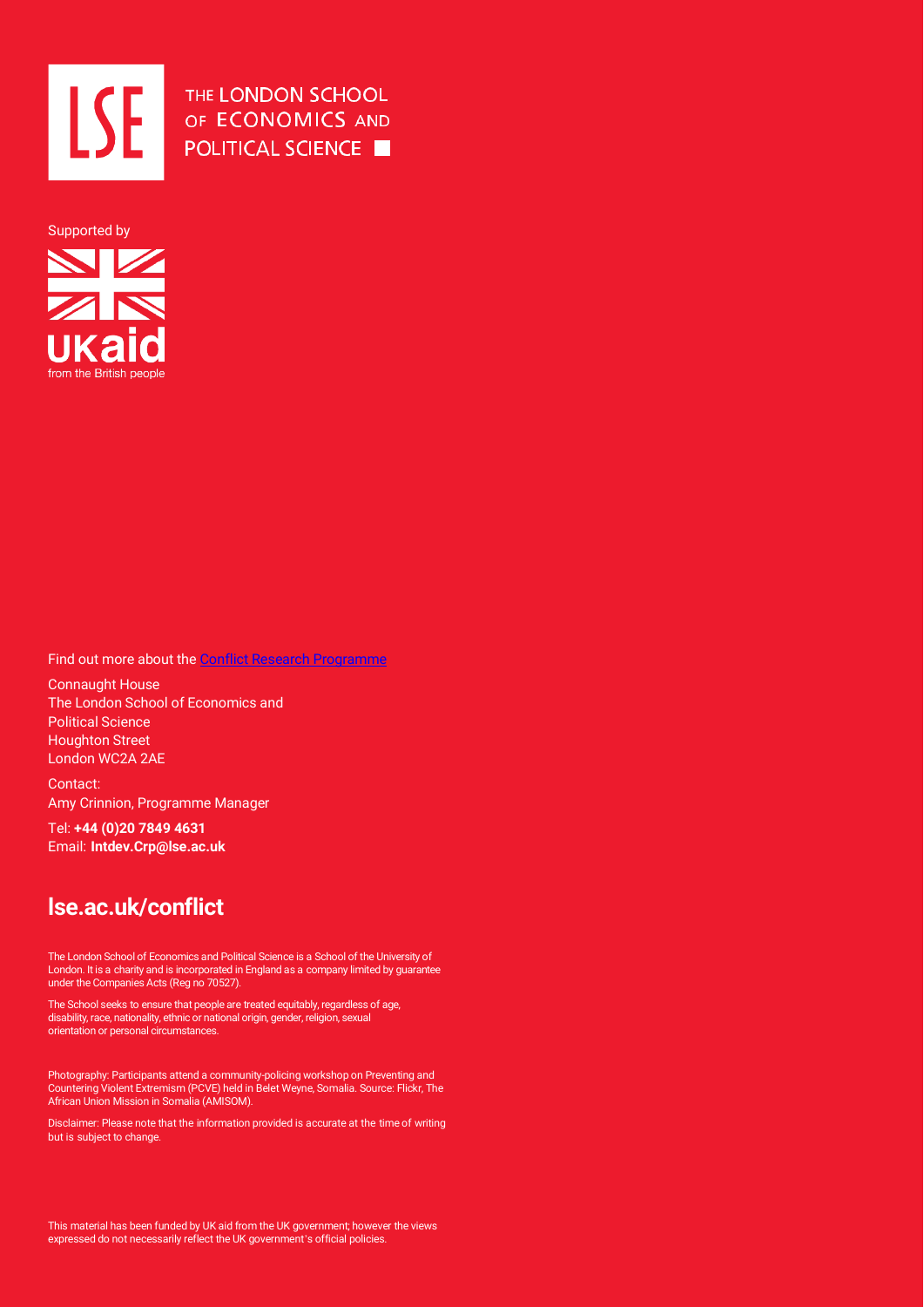THE LONDON SCHOOL OF ECONOMICS AND POLITICAL SCIENCE

Supported by

UKaid from the British people

Find out more about the Conflict Research Programme

Connaught House
The London School of Economics and Political Science
Houghton Street
London WC2A 2AE

Contact:
Amy Crinnion, Programme Manager

Tel: **+44 (0)20 7849 4631**
Email: **Intdev.Crp@lse.ac.uk**

## lse.ac.uk/conflict

The London School of Economics and Political Science is a School of the University of London. It is a charity and is incorporated in England as a company limited by guarantee under the Companies Acts (Reg no 70527).

The School seeks to ensure that people are treated equitably, regardless of age, disability, race, nationality, ethnic or national origin, gender, religion, sexual orientation or personal circumstances.

Photography: Participants attend a community-policing workshop on Preventing and Countering Violent Extremism (PCVE) held in Belet Weyne, Somalia. Source: Flickr, The African Union Mission in Somalia (AMISOM).

Disclaimer: Please note that the information provided is accurate at the time of writing but is subject to change.

This material has been funded by UK aid from the UK government; however the views expressed do not necessarily reflect the UK government's official policies.